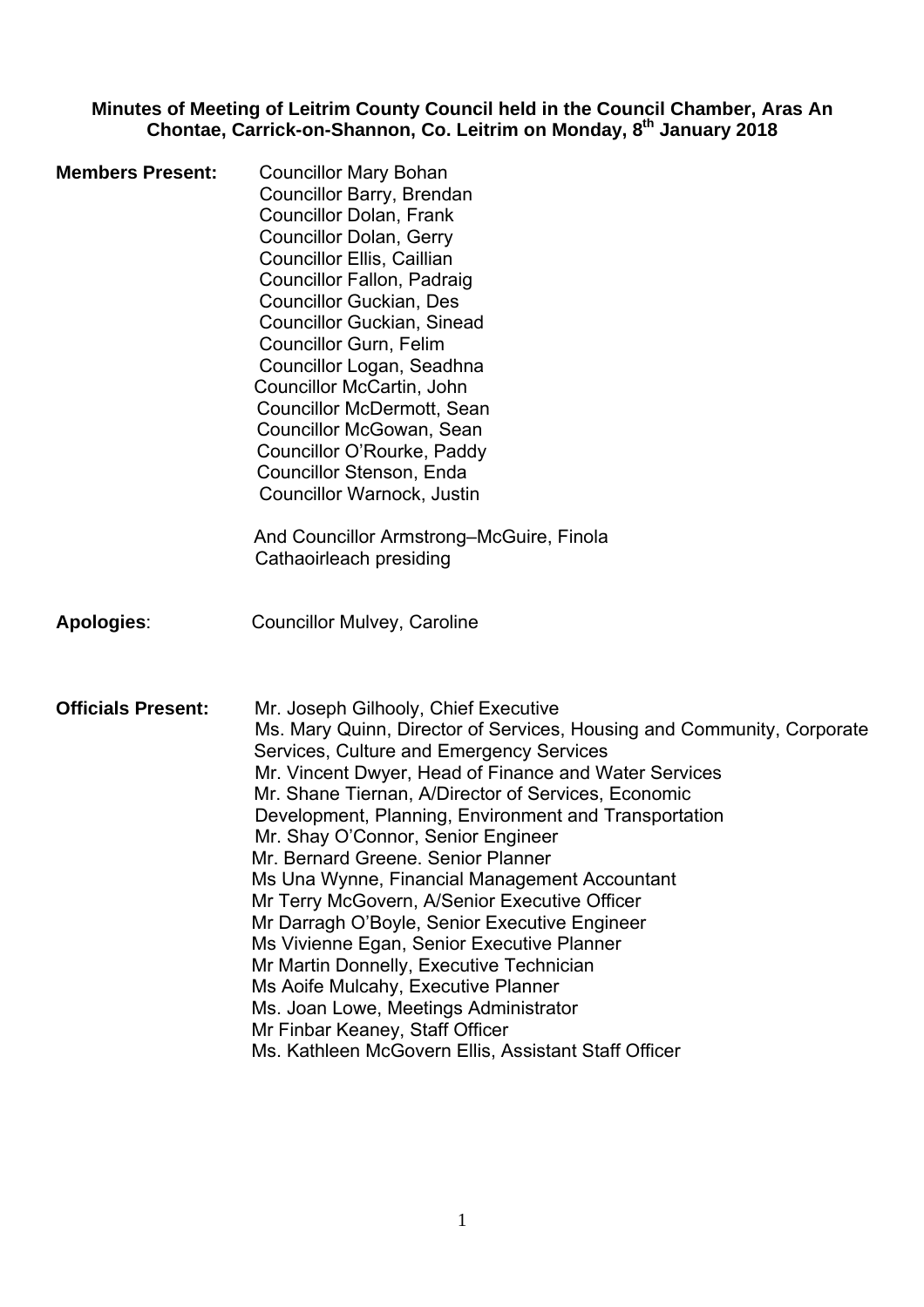**Minutes of Meeting of Leitrim County Council held in the Council Chamber, Aras An Chontae, Carrick-on-Shannon, Co. Leitrim on Monday, 8th January 2018**

**Members Present:**

Councillor Mary Bohan
Councillor Barry, Brendan
Councillor Dolan, Frank
Councillor Dolan, Gerry
Councillor Ellis, Caillian
Councillor Fallon, Padraig
Councillor Guckian, Des
Councillor Guckian, Sinead
Councillor Gurn, Felim
Councillor Logan, Seadhna
Councillor McCartin, John
Councillor McDermott, Sean
Councillor McGowan, Sean
Councillor O'Rourke, Paddy
Councillor Stenson, Enda
Councillor Warnock, Justin

And Councillor Armstrong–McGuire, Finola
Cathaoirleach presiding

**Apologies**: Councillor Mulvey, Caroline

**Officials Present:**

Mr. Joseph Gilhooly, Chief Executive
Ms. Mary Quinn, Director of Services, Housing and Community, Corporate Services, Culture and Emergency Services
Mr. Vincent Dwyer, Head of Finance and Water Services
Mr. Shane Tiernan, A/Director of Services, Economic Development, Planning, Environment and Transportation
Mr. Shay O'Connor, Senior Engineer
Mr. Bernard Greene. Senior Planner
Ms Una Wynne, Financial Management Accountant
Mr Terry McGovern, A/Senior Executive Officer
Mr Darragh O'Boyle, Senior Executive Engineer
Ms Vivienne Egan, Senior Executive Planner
Mr Martin Donnelly, Executive Technician
Ms Aoife Mulcahy, Executive Planner
Ms. Joan Lowe, Meetings Administrator
Mr Finbar Keaney, Staff Officer
Ms. Kathleen McGovern Ellis, Assistant Staff Officer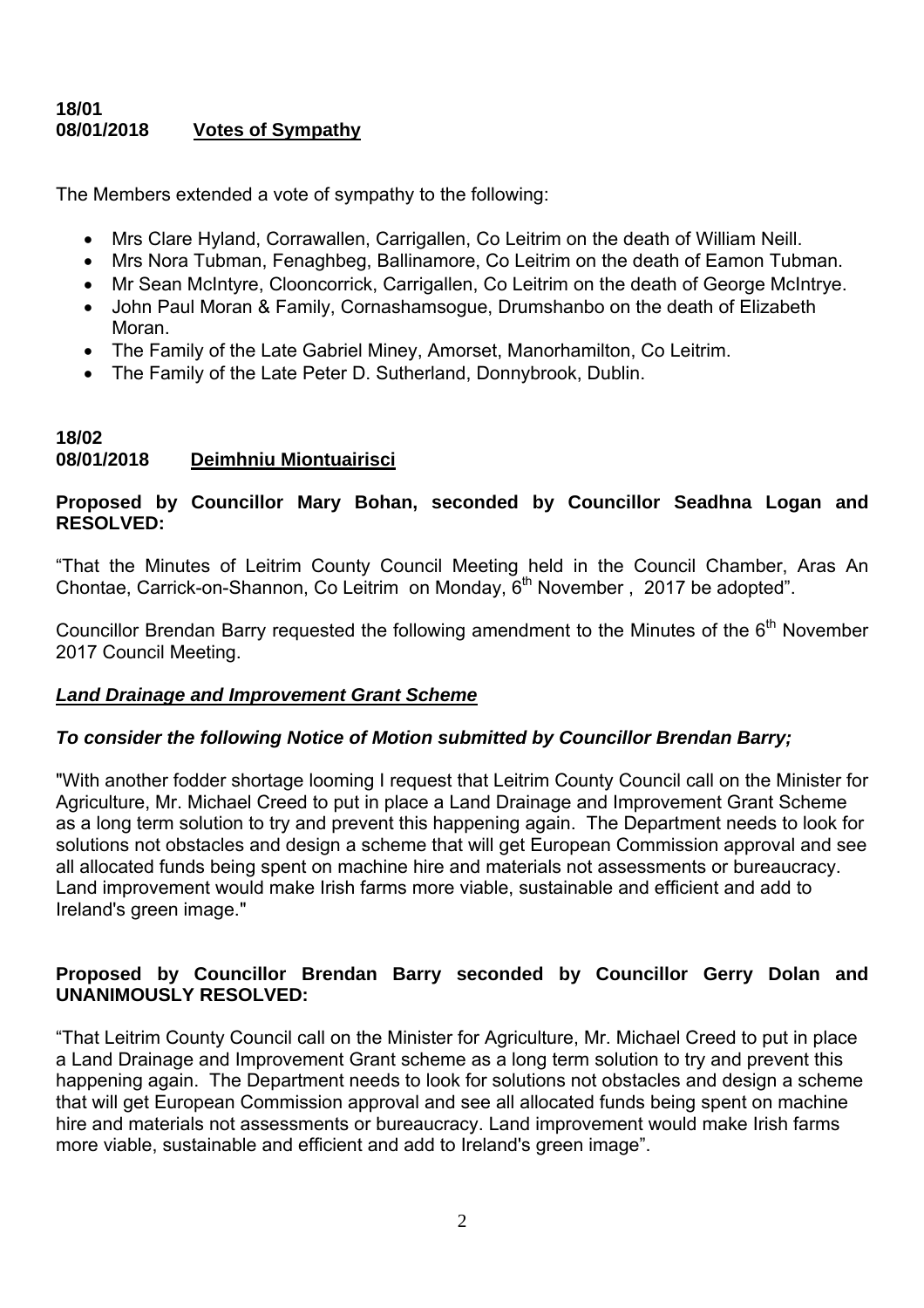**18/01**
**08/01/2018** **Votes of Sympathy**

The Members extended a vote of sympathy to the following:

- Mrs Clare Hyland, Corrawallen, Carrigallen, Co Leitrim on the death of William Neill.
- Mrs Nora Tubman, Fenaghbeg, Ballinamore, Co Leitrim on the death of Eamon Tubman.
- Mr Sean McIntyre, Clooncorrick, Carrigallen, Co Leitrim on the death of George McIntrye.
- John Paul Moran & Family, Cornashamsogue, Drumshanbo on the death of Elizabeth Moran.
- The Family of the Late Gabriel Miney, Amorset, Manorhamilton, Co Leitrim.
- The Family of the Late Peter D. Sutherland, Donnybrook, Dublin.

**18/02**
**08/01/2018** **Deimhniu Miontuairisci**

**Proposed by Councillor Mary Bohan, seconded by Councillor Seadhna Logan and RESOLVED:**

"That the Minutes of Leitrim County Council Meeting held in the Council Chamber, Aras An Chontae, Carrick-on-Shannon, Co Leitrim on Monday, 6th November , 2017 be adopted".

Councillor Brendan Barry requested the following amendment to the Minutes of the 6th November 2017 Council Meeting.

***Land Drainage and Improvement Grant Scheme***

***To consider the following Notice of Motion submitted by Councillor Brendan Barry;***

"With another fodder shortage looming I request that Leitrim County Council call on the Minister for Agriculture, Mr. Michael Creed to put in place a Land Drainage and Improvement Grant Scheme as a long term solution to try and prevent this happening again. The Department needs to look for solutions not obstacles and design a scheme that will get European Commission approval and see all allocated funds being spent on machine hire and materials not assessments or bureaucracy. Land improvement would make Irish farms more viable, sustainable and efficient and add to Ireland's green image."

**Proposed by Councillor Brendan Barry seconded by Councillor Gerry Dolan and UNANIMOUSLY RESOLVED:**

"That Leitrim County Council call on the Minister for Agriculture, Mr. Michael Creed to put in place a Land Drainage and Improvement Grant scheme as a long term solution to try and prevent this happening again. The Department needs to look for solutions not obstacles and design a scheme that will get European Commission approval and see all allocated funds being spent on machine hire and materials not assessments or bureaucracy. Land improvement would make Irish farms more viable, sustainable and efficient and add to Ireland's green image".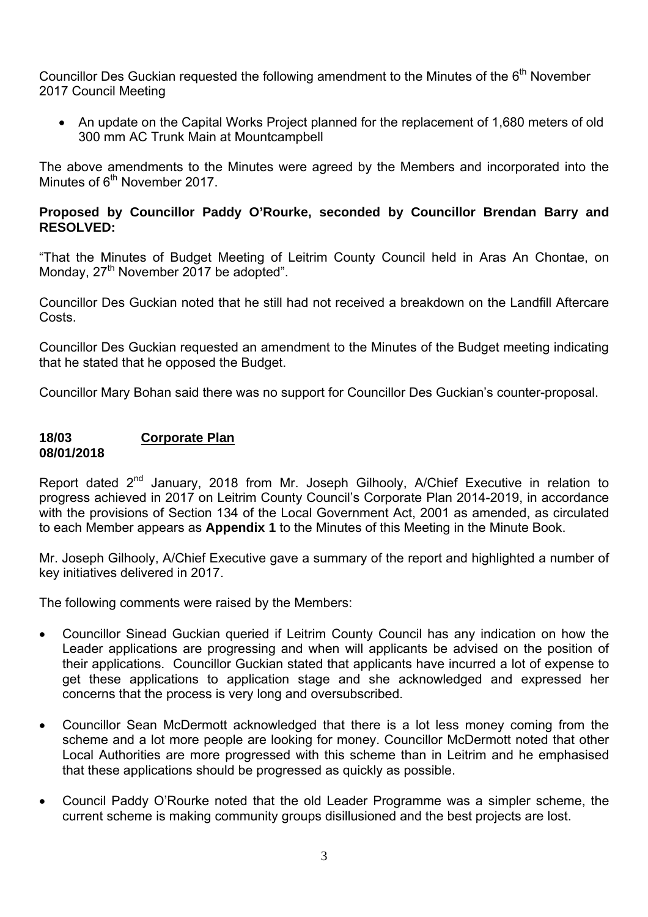Councillor Des Guckian requested the following amendment to the Minutes of the 6th November 2017 Council Meeting

- An update on the Capital Works Project planned for the replacement of 1,680 meters of old 300 mm AC Trunk Main at Mountcampbell

The above amendments to the Minutes were agreed by the Members and incorporated into the Minutes of 6th November 2017.

**Proposed by Councillor Paddy O'Rourke, seconded by Councillor Brendan Barry and RESOLVED:**

"That the Minutes of Budget Meeting of Leitrim County Council held in Aras An Chontae, on Monday, 27th November 2017 be adopted".

Councillor Des Guckian noted that he still had not received a breakdown on the Landfill Aftercare Costs.

Councillor Des Guckian requested an amendment to the Minutes of the Budget meeting indicating that he stated that he opposed the Budget.

Councillor Mary Bohan said there was no support for Councillor Des Guckian's counter-proposal.

**18/03 08/01/2018** **Corporate Plan**

Report dated 2nd January, 2018 from Mr. Joseph Gilhooly, A/Chief Executive in relation to progress achieved in 2017 on Leitrim County Council's Corporate Plan 2014-2019, in accordance with the provisions of Section 134 of the Local Government Act, 2001 as amended, as circulated to each Member appears as **Appendix 1** to the Minutes of this Meeting in the Minute Book.

Mr. Joseph Gilhooly, A/Chief Executive gave a summary of the report and highlighted a number of key initiatives delivered in 2017.

The following comments were raised by the Members:

- Councillor Sinead Guckian queried if Leitrim County Council has any indication on how the Leader applications are progressing and when will applicants be advised on the position of their applications. Councillor Guckian stated that applicants have incurred a lot of expense to get these applications to application stage and she acknowledged and expressed her concerns that the process is very long and oversubscribed.

- Councillor Sean McDermott acknowledged that there is a lot less money coming from the scheme and a lot more people are looking for money. Councillor McDermott noted that other Local Authorities are more progressed with this scheme than in Leitrim and he emphasised that these applications should be progressed as quickly as possible.

- Council Paddy O'Rourke noted that the old Leader Programme was a simpler scheme, the current scheme is making community groups disillusioned and the best projects are lost.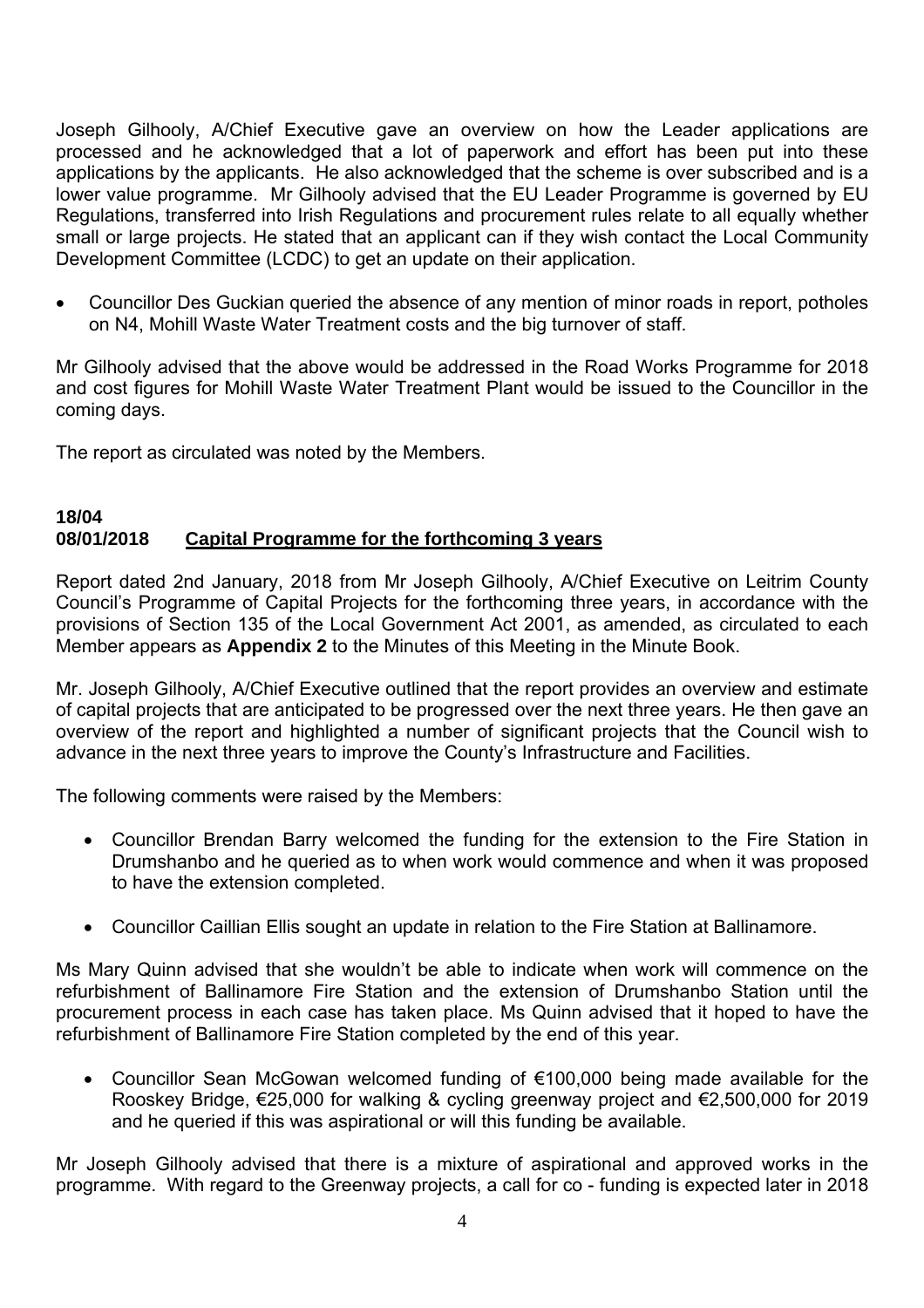Joseph Gilhooly, A/Chief Executive gave an overview on how the Leader applications are processed and he acknowledged that a lot of paperwork and effort has been put into these applications by the applicants. He also acknowledged that the scheme is over subscribed and is a lower value programme. Mr Gilhooly advised that the EU Leader Programme is governed by EU Regulations, transferred into Irish Regulations and procurement rules relate to all equally whether small or large projects. He stated that an applicant can if they wish contact the Local Community Development Committee (LCDC) to get an update on their application.

- Councillor Des Guckian queried the absence of any mention of minor roads in report, potholes on N4, Mohill Waste Water Treatment costs and the big turnover of staff.

Mr Gilhooly advised that the above would be addressed in the Road Works Programme for 2018 and cost figures for Mohill Waste Water Treatment Plant would be issued to the Councillor in the coming days.

The report as circulated was noted by the Members.

**18/04**
**08/01/2018** **<u>Capital Programme for the forthcoming 3 years</u>**

Report dated 2nd January, 2018 from Mr Joseph Gilhooly, A/Chief Executive on Leitrim County Council's Programme of Capital Projects for the forthcoming three years, in accordance with the provisions of Section 135 of the Local Government Act 2001, as amended, as circulated to each Member appears as **Appendix 2** to the Minutes of this Meeting in the Minute Book.

Mr. Joseph Gilhooly, A/Chief Executive outlined that the report provides an overview and estimate of capital projects that are anticipated to be progressed over the next three years. He then gave an overview of the report and highlighted a number of significant projects that the Council wish to advance in the next three years to improve the County's Infrastructure and Facilities.

The following comments were raised by the Members:

- Councillor Brendan Barry welcomed the funding for the extension to the Fire Station in Drumshanbo and he queried as to when work would commence and when it was proposed to have the extension completed.
- Councillor Caillian Ellis sought an update in relation to the Fire Station at Ballinamore.

Ms Mary Quinn advised that she wouldn't be able to indicate when work will commence on the refurbishment of Ballinamore Fire Station and the extension of Drumshanbo Station until the procurement process in each case has taken place. Ms Quinn advised that it hoped to have the refurbishment of Ballinamore Fire Station completed by the end of this year.

- Councillor Sean McGowan welcomed funding of €100,000 being made available for the Rooskey Bridge, €25,000 for walking & cycling greenway project and €2,500,000 for 2019 and he queried if this was aspirational or will this funding be available.

Mr Joseph Gilhooly advised that there is a mixture of aspirational and approved works in the programme. With regard to the Greenway projects, a call for co - funding is expected later in 2018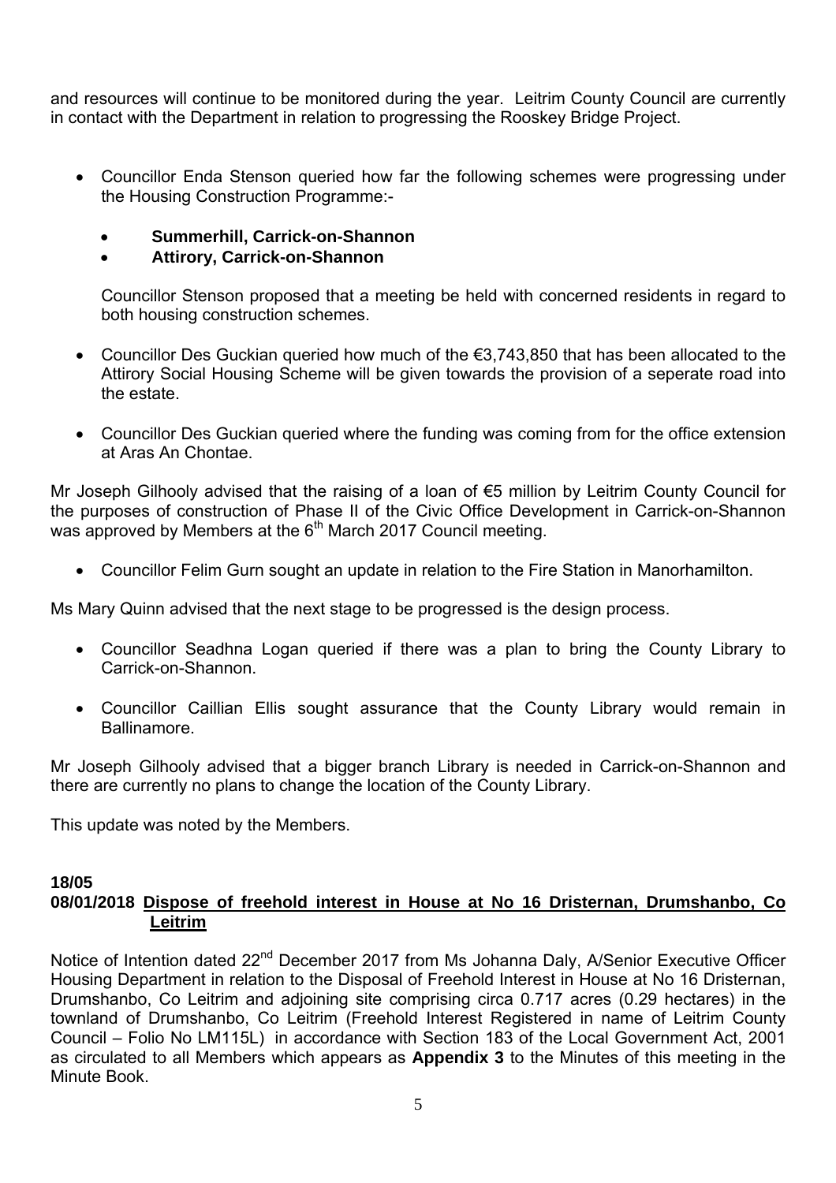and resources will continue to be monitored during the year. Leitrim County Council are currently in contact with the Department in relation to progressing the Rooskey Bridge Project.

- Councillor Enda Stenson queried how far the following schemes were progressing under the Housing Construction Programme:-

  - **Summerhill, Carrick-on-Shannon**
  - **Attirory, Carrick-on-Shannon**

  Councillor Stenson proposed that a meeting be held with concerned residents in regard to both housing construction schemes.

- Councillor Des Guckian queried how much of the €3,743,850 that has been allocated to the Attirory Social Housing Scheme will be given towards the provision of a seperate road into the estate.

- Councillor Des Guckian queried where the funding was coming from for the office extension at Aras An Chontae.

Mr Joseph Gilhooly advised that the raising of a loan of €5 million by Leitrim County Council for the purposes of construction of Phase II of the Civic Office Development in Carrick-on-Shannon was approved by Members at the 6th March 2017 Council meeting.

- Councillor Felim Gurn sought an update in relation to the Fire Station in Manorhamilton.

Ms Mary Quinn advised that the next stage to be progressed is the design process.

- Councillor Seadhna Logan queried if there was a plan to bring the County Library to Carrick-on-Shannon.

- Councillor Caillian Ellis sought assurance that the County Library would remain in Ballinamore.

Mr Joseph Gilhooly advised that a bigger branch Library is needed in Carrick-on-Shannon and there are currently no plans to change the location of the County Library.

This update was noted by the Members.

**18/05**
**08/01/2018** **Dispose of freehold interest in House at No 16 Dristernan, Drumshanbo, Co Leitrim**

Notice of Intention dated 22nd December 2017 from Ms Johanna Daly, A/Senior Executive Officer Housing Department in relation to the Disposal of Freehold Interest in House at No 16 Dristernan, Drumshanbo, Co Leitrim and adjoining site comprising circa 0.717 acres (0.29 hectares) in the townland of Drumshanbo, Co Leitrim (Freehold Interest Registered in name of Leitrim County Council – Folio No LM115L) in accordance with Section 183 of the Local Government Act, 2001 as circulated to all Members which appears as **Appendix 3** to the Minutes of this meeting in the Minute Book.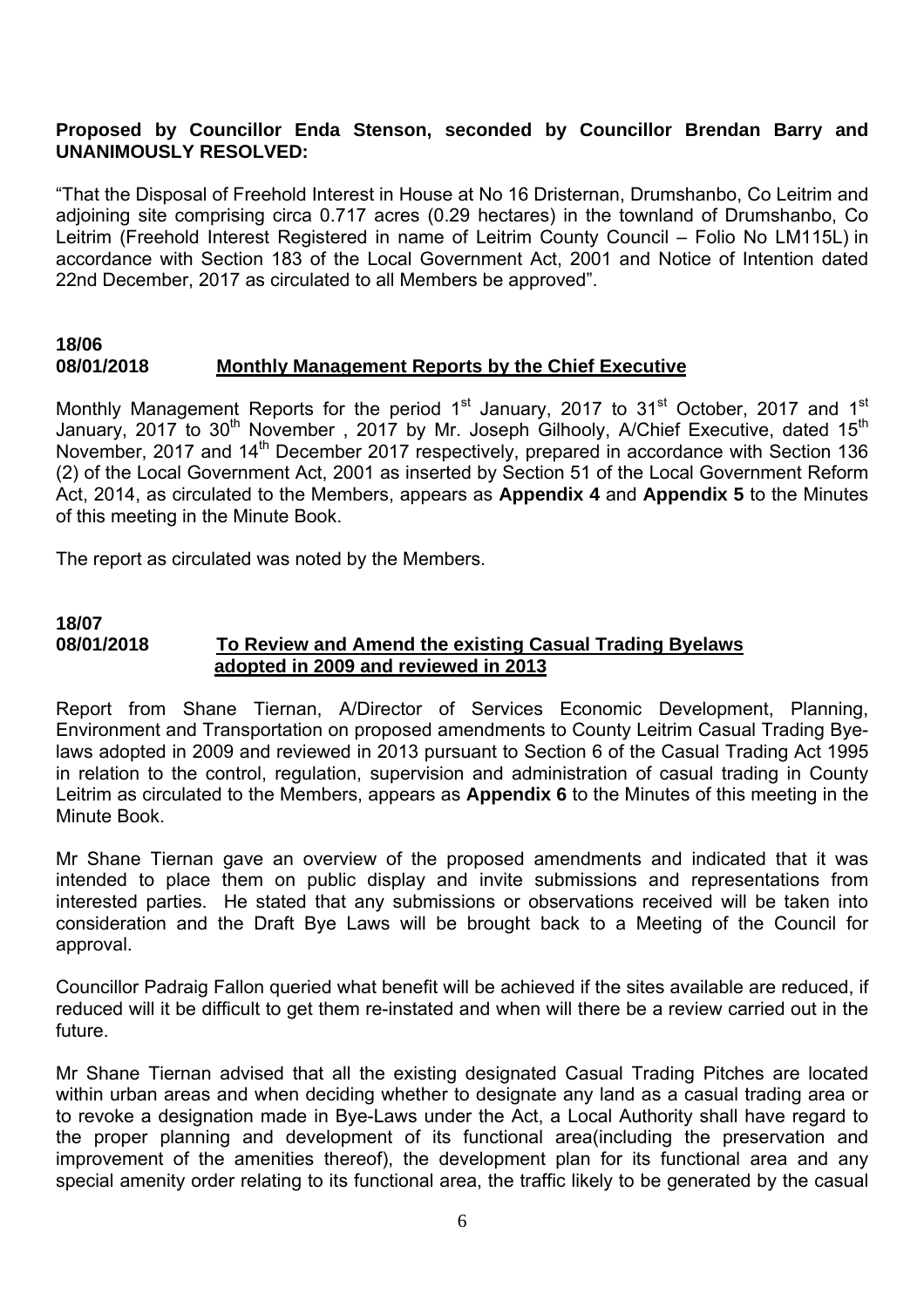**Proposed by Councillor Enda Stenson, seconded by Councillor Brendan Barry and UNANIMOUSLY RESOLVED:**

"That the Disposal of Freehold Interest in House at No 16 Dristernan, Drumshanbo, Co Leitrim and adjoining site comprising circa 0.717 acres (0.29 hectares) in the townland of Drumshanbo, Co Leitrim (Freehold Interest Registered in name of Leitrim County Council – Folio No LM115L) in accordance with Section 183 of the Local Government Act, 2001 and Notice of Intention dated 22nd December, 2017 as circulated to all Members be approved".

**18/06**
**08/01/2018** **Monthly Management Reports by the Chief Executive**

Monthly Management Reports for the period 1st January, 2017 to 31st October, 2017 and 1st January, 2017 to 30th November , 2017 by Mr. Joseph Gilhooly, A/Chief Executive, dated 15th November, 2017 and 14th December 2017 respectively, prepared in accordance with Section 136 (2) of the Local Government Act, 2001 as inserted by Section 51 of the Local Government Reform Act, 2014, as circulated to the Members, appears as **Appendix 4** and **Appendix 5** to the Minutes of this meeting in the Minute Book.

The report as circulated was noted by the Members.

**18/07**
**08/01/2018** **To Review and Amend the existing Casual Trading Byelaws adopted in 2009 and reviewed in 2013**

Report from Shane Tiernan, A/Director of Services Economic Development, Planning, Environment and Transportation on proposed amendments to County Leitrim Casual Trading Bye-laws adopted in 2009 and reviewed in 2013 pursuant to Section 6 of the Casual Trading Act 1995 in relation to the control, regulation, supervision and administration of casual trading in County Leitrim as circulated to the Members, appears as **Appendix 6** to the Minutes of this meeting in the Minute Book.

Mr Shane Tiernan gave an overview of the proposed amendments and indicated that it was intended to place them on public display and invite submissions and representations from interested parties. He stated that any submissions or observations received will be taken into consideration and the Draft Bye Laws will be brought back to a Meeting of the Council for approval.

Councillor Padraig Fallon queried what benefit will be achieved if the sites available are reduced, if reduced will it be difficult to get them re-instated and when will there be a review carried out in the future.

Mr Shane Tiernan advised that all the existing designated Casual Trading Pitches are located within urban areas and when deciding whether to designate any land as a casual trading area or to revoke a designation made in Bye-Laws under the Act, a Local Authority shall have regard to the proper planning and development of its functional area(including the preservation and improvement of the amenities thereof), the development plan for its functional area and any special amenity order relating to its functional area, the traffic likely to be generated by the casual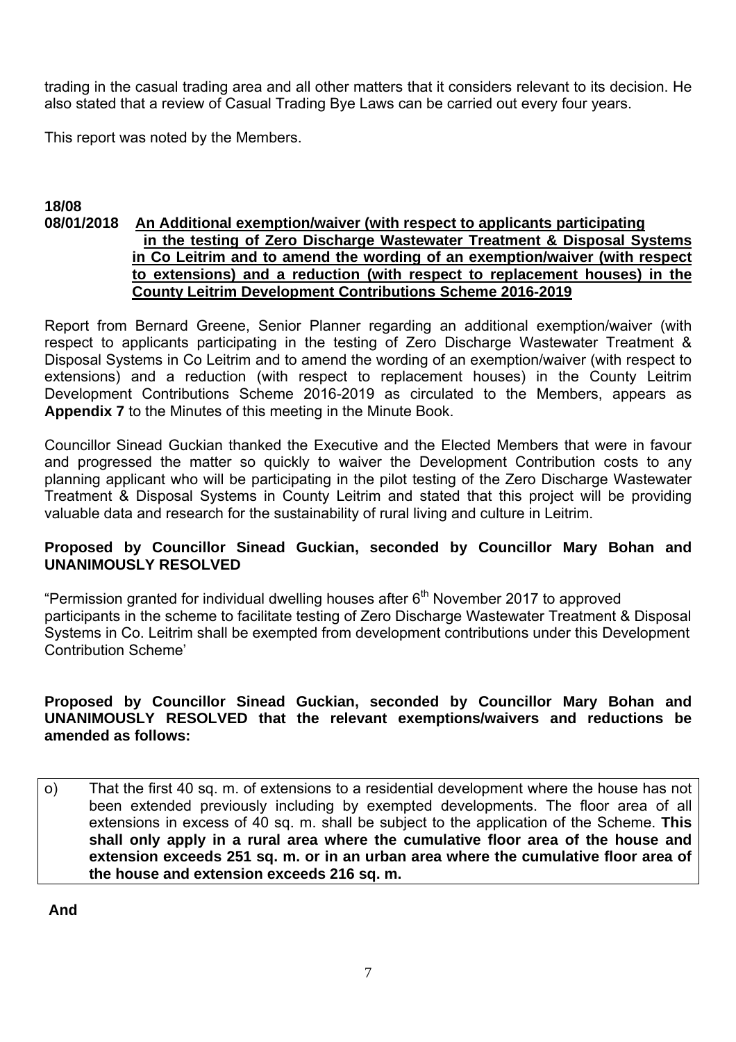trading in the casual trading area and all other matters that it considers relevant to its decision. He also stated that a review of Casual Trading Bye Laws can be carried out every four years.

This report was noted by the Members.

**18/08**
**08/01/2018** **An Additional exemption/waiver (with respect to applicants participating in the testing of Zero Discharge Wastewater Treatment & Disposal Systems in Co Leitrim and to amend the wording of an exemption/waiver (with respect to extensions) and a reduction (with respect to replacement houses) in the County Leitrim Development Contributions Scheme 2016-2019**

Report from Bernard Greene, Senior Planner regarding an additional exemption/waiver (with respect to applicants participating in the testing of Zero Discharge Wastewater Treatment & Disposal Systems in Co Leitrim and to amend the wording of an exemption/waiver (with respect to extensions) and a reduction (with respect to replacement houses) in the County Leitrim Development Contributions Scheme 2016-2019 as circulated to the Members, appears as **Appendix 7** to the Minutes of this meeting in the Minute Book.

Councillor Sinead Guckian thanked the Executive and the Elected Members that were in favour and progressed the matter so quickly to waiver the Development Contribution costs to any planning applicant who will be participating in the pilot testing of the Zero Discharge Wastewater Treatment & Disposal Systems in County Leitrim and stated that this project will be providing valuable data and research for the sustainability of rural living and culture in Leitrim.

**Proposed by Councillor Sinead Guckian, seconded by Councillor Mary Bohan and UNANIMOUSLY RESOLVED**

"Permission granted for individual dwelling houses after 6th November 2017 to approved participants in the scheme to facilitate testing of Zero Discharge Wastewater Treatment & Disposal Systems in Co. Leitrim shall be exempted from development contributions under this Development Contribution Scheme'

**Proposed by Councillor Sinead Guckian, seconded by Councillor Mary Bohan and UNANIMOUSLY RESOLVED that the relevant exemptions/waivers and reductions be amended as follows:**

| o) | That the first 40 sq. m. of extensions to a residential development where the house has not been extended previously including by exempted developments. The floor area of all extensions in excess of 40 sq. m. shall be subject to the application of the Scheme. **This shall only apply in a rural area where the cumulative floor area of the house and extension exceeds 251 sq. m. or in an urban area where the cumulative floor area of the house and extension exceeds 216 sq. m.** |
|---|---|

**And**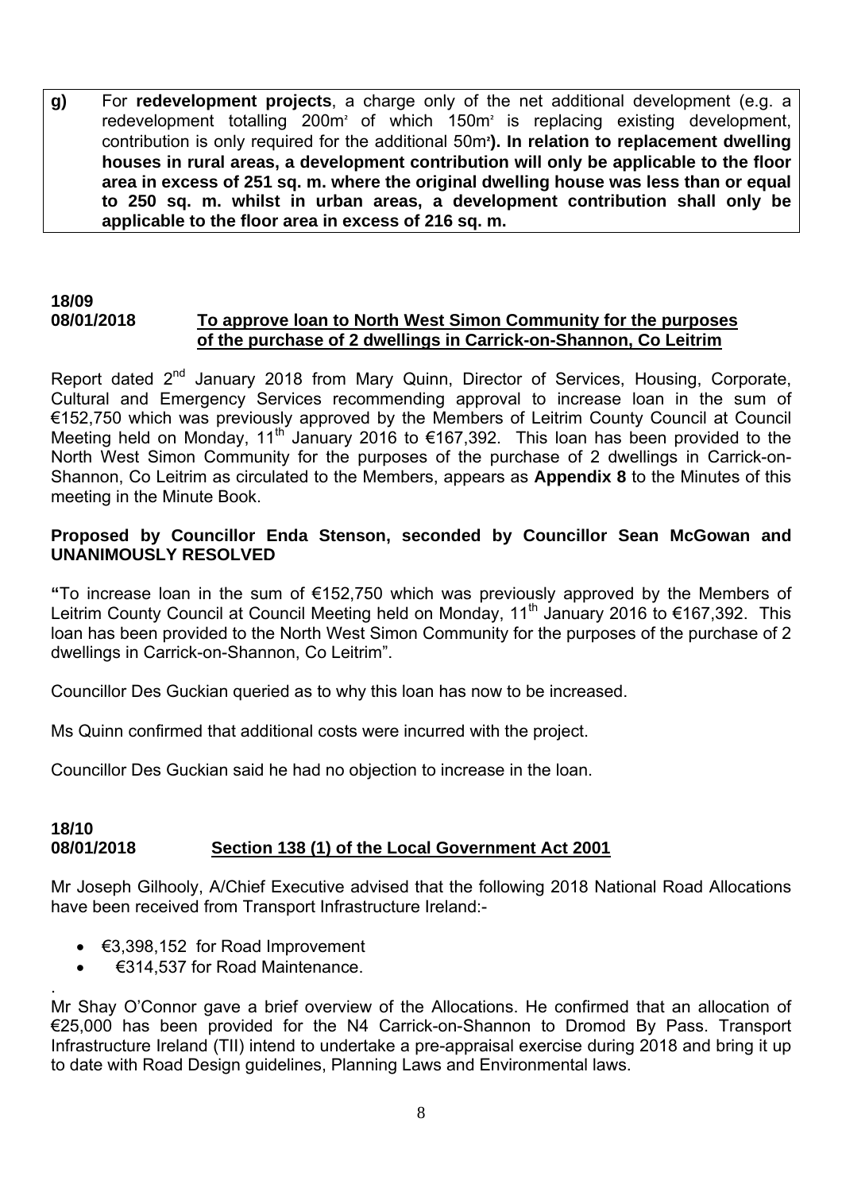**g)** For **redevelopment projects**, a charge only of the net additional development (e.g. a redevelopment totalling 200m² of which 150m² is replacing existing development, contribution is only required for the additional 50m²**). In relation to replacement dwelling houses in rural areas, a development contribution will only be applicable to the floor area in excess of 251 sq. m. where the original dwelling house was less than or equal to 250 sq. m. whilst in urban areas, a development contribution shall only be applicable to the floor area in excess of 216 sq. m.**

**18/09**
**08/01/2018** **To approve loan to North West Simon Community for the purposes of the purchase of 2 dwellings in Carrick-on-Shannon, Co Leitrim**

Report dated 2nd January 2018 from Mary Quinn, Director of Services, Housing, Corporate, Cultural and Emergency Services recommending approval to increase loan in the sum of €152,750 which was previously approved by the Members of Leitrim County Council at Council Meeting held on Monday, 11th January 2016 to €167,392. This loan has been provided to the North West Simon Community for the purposes of the purchase of 2 dwellings in Carrick-on-Shannon, Co Leitrim as circulated to the Members, appears as **Appendix 8** to the Minutes of this meeting in the Minute Book.

**Proposed by Councillor Enda Stenson, seconded by Councillor Sean McGowan and UNANIMOUSLY RESOLVED**

**"**To increase loan in the sum of €152,750 which was previously approved by the Members of Leitrim County Council at Council Meeting held on Monday, 11th January 2016 to €167,392. This loan has been provided to the North West Simon Community for the purposes of the purchase of 2 dwellings in Carrick-on-Shannon, Co Leitrim".

Councillor Des Guckian queried as to why this loan has now to be increased.

Ms Quinn confirmed that additional costs were incurred with the project.

Councillor Des Guckian said he had no objection to increase in the loan.

**18/10**
**08/01/2018** **Section 138 (1) of the Local Government Act 2001**

Mr Joseph Gilhooly, A/Chief Executive advised that the following 2018 National Road Allocations have been received from Transport Infrastructure Ireland:-

- €3,398,152 for Road Improvement
- €314,537 for Road Maintenance.

.
Mr Shay O'Connor gave a brief overview of the Allocations. He confirmed that an allocation of €25,000 has been provided for the N4 Carrick-on-Shannon to Dromod By Pass. Transport Infrastructure Ireland (TII) intend to undertake a pre-appraisal exercise during 2018 and bring it up to date with Road Design guidelines, Planning Laws and Environmental laws.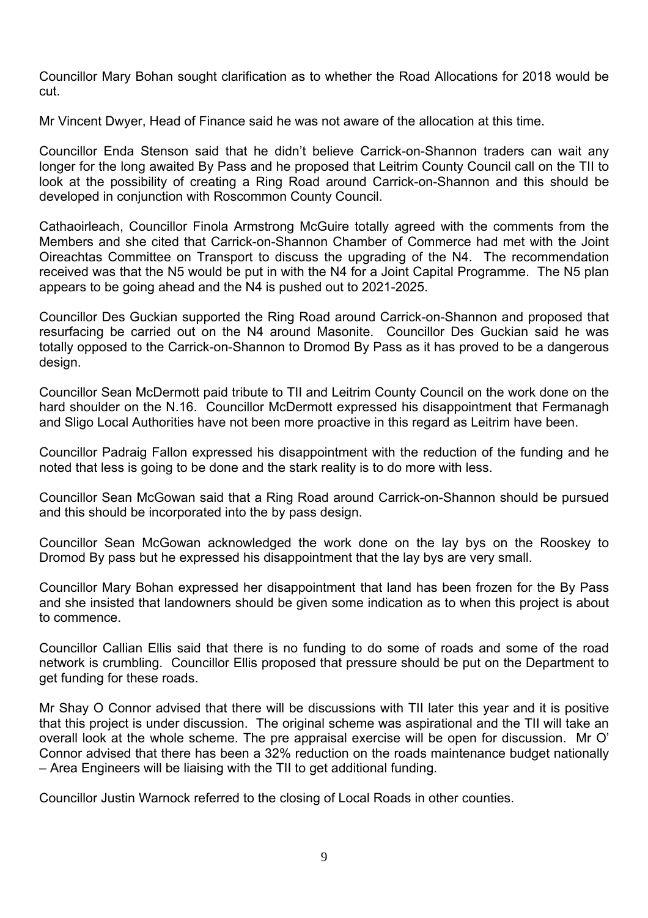Councillor Mary Bohan sought clarification as to whether the Road Allocations for 2018 would be cut.

Mr Vincent Dwyer, Head of Finance said he was not aware of the allocation at this time.

Councillor Enda Stenson said that he didn't believe Carrick-on-Shannon traders can wait any longer for the long awaited By Pass and he proposed that Leitrim County Council call on the TII to look at the possibility of creating a Ring Road around Carrick-on-Shannon and this should be developed in conjunction with Roscommon County Council.

Cathaoirleach, Councillor Finola Armstrong McGuire totally agreed with the comments from the Members and she cited that Carrick-on-Shannon Chamber of Commerce had met with the Joint Oireachtas Committee on Transport to discuss the upgrading of the N4. The recommendation received was that the N5 would be put in with the N4 for a Joint Capital Programme. The N5 plan appears to be going ahead and the N4 is pushed out to 2021-2025.

Councillor Des Guckian supported the Ring Road around Carrick-on-Shannon and proposed that resurfacing be carried out on the N4 around Masonite. Councillor Des Guckian said he was totally opposed to the Carrick-on-Shannon to Dromod By Pass as it has proved to be a dangerous design.

Councillor Sean McDermott paid tribute to TII and Leitrim County Council on the work done on the hard shoulder on the N.16. Councillor McDermott expressed his disappointment that Fermanagh and Sligo Local Authorities have not been more proactive in this regard as Leitrim have been.

Councillor Padraig Fallon expressed his disappointment with the reduction of the funding and he noted that less is going to be done and the stark reality is to do more with less.

Councillor Sean McGowan said that a Ring Road around Carrick-on-Shannon should be pursued and this should be incorporated into the by pass design.

Councillor Sean McGowan acknowledged the work done on the lay bys on the Rooskey to Dromod By pass but he expressed his disappointment that the lay bys are very small.

Councillor Mary Bohan expressed her disappointment that land has been frozen for the By Pass and she insisted that landowners should be given some indication as to when this project is about to commence.

Councillor Callian Ellis said that there is no funding to do some of roads and some of the road network is crumbling. Councillor Ellis proposed that pressure should be put on the Department to get funding for these roads.

Mr Shay O Connor advised that there will be discussions with TII later this year and it is positive that this project is under discussion. The original scheme was aspirational and the TII will take an overall look at the whole scheme. The pre appraisal exercise will be open for discussion. Mr O' Connor advised that there has been a 32% reduction on the roads maintenance budget nationally – Area Engineers will be liaising with the TII to get additional funding.

Councillor Justin Warnock referred to the closing of Local Roads in other counties.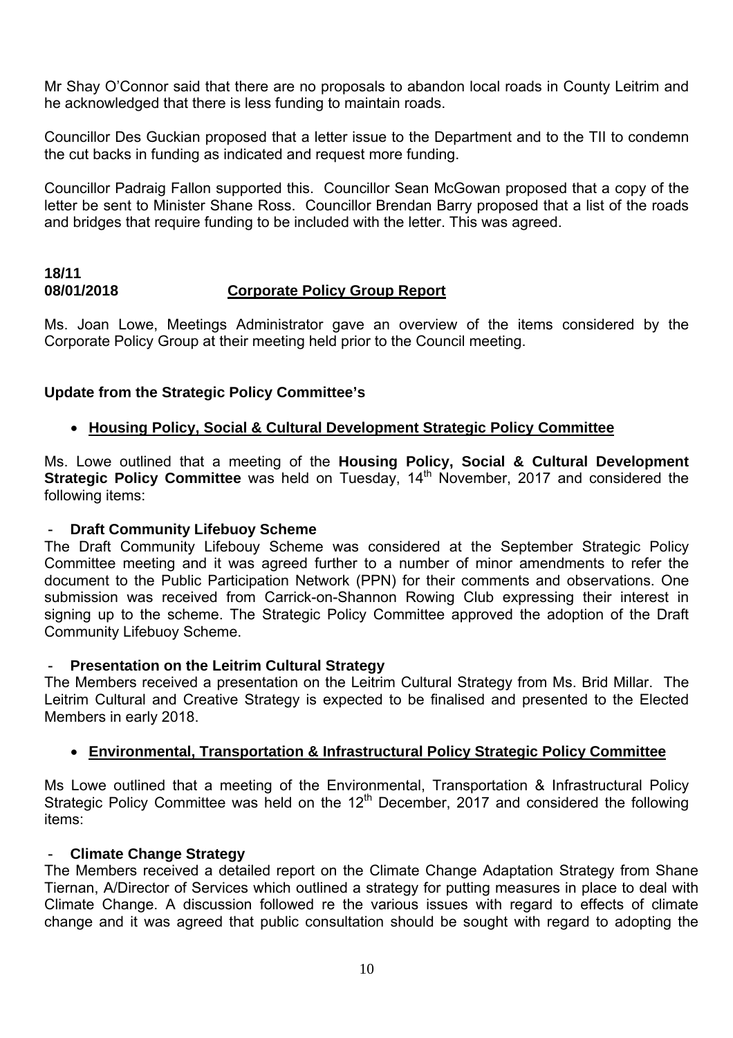Mr Shay O'Connor said that there are no proposals to abandon local roads in County Leitrim and he acknowledged that there is less funding to maintain roads.

Councillor Des Guckian proposed that a letter issue to the Department and to the TII to condemn the cut backs in funding as indicated and request more funding.

Councillor Padraig Fallon supported this. Councillor Sean McGowan proposed that a copy of the letter be sent to Minister Shane Ross. Councillor Brendan Barry proposed that a list of the roads and bridges that require funding to be included with the letter. This was agreed.

**18/11**
**08/01/2018** **Corporate Policy Group Report**

Ms. Joan Lowe, Meetings Administrator gave an overview of the items considered by the Corporate Policy Group at their meeting held prior to the Council meeting.

**Update from the Strategic Policy Committee's**

- **Housing Policy, Social & Cultural Development Strategic Policy Committee**

Ms. Lowe outlined that a meeting of the **Housing Policy, Social & Cultural Development Strategic Policy Committee** was held on Tuesday, 14th November, 2017 and considered the following items:

- **Draft Community Lifebuoy Scheme**

The Draft Community Lifebouy Scheme was considered at the September Strategic Policy Committee meeting and it was agreed further to a number of minor amendments to refer the document to the Public Participation Network (PPN) for their comments and observations. One submission was received from Carrick-on-Shannon Rowing Club expressing their interest in signing up to the scheme. The Strategic Policy Committee approved the adoption of the Draft Community Lifebouy Scheme.

- **Presentation on the Leitrim Cultural Strategy**

The Members received a presentation on the Leitrim Cultural Strategy from Ms. Brid Millar. The Leitrim Cultural and Creative Strategy is expected to be finalised and presented to the Elected Members in early 2018.

- **Environmental, Transportation & Infrastructural Policy Strategic Policy Committee**

Ms Lowe outlined that a meeting of the Environmental, Transportation & Infrastructural Policy Strategic Policy Committee was held on the 12th December, 2017 and considered the following items:

- **Climate Change Strategy**

The Members received a detailed report on the Climate Change Adaptation Strategy from Shane Tiernan, A/Director of Services which outlined a strategy for putting measures in place to deal with Climate Change. A discussion followed re the various issues with regard to effects of climate change and it was agreed that public consultation should be sought with regard to adopting the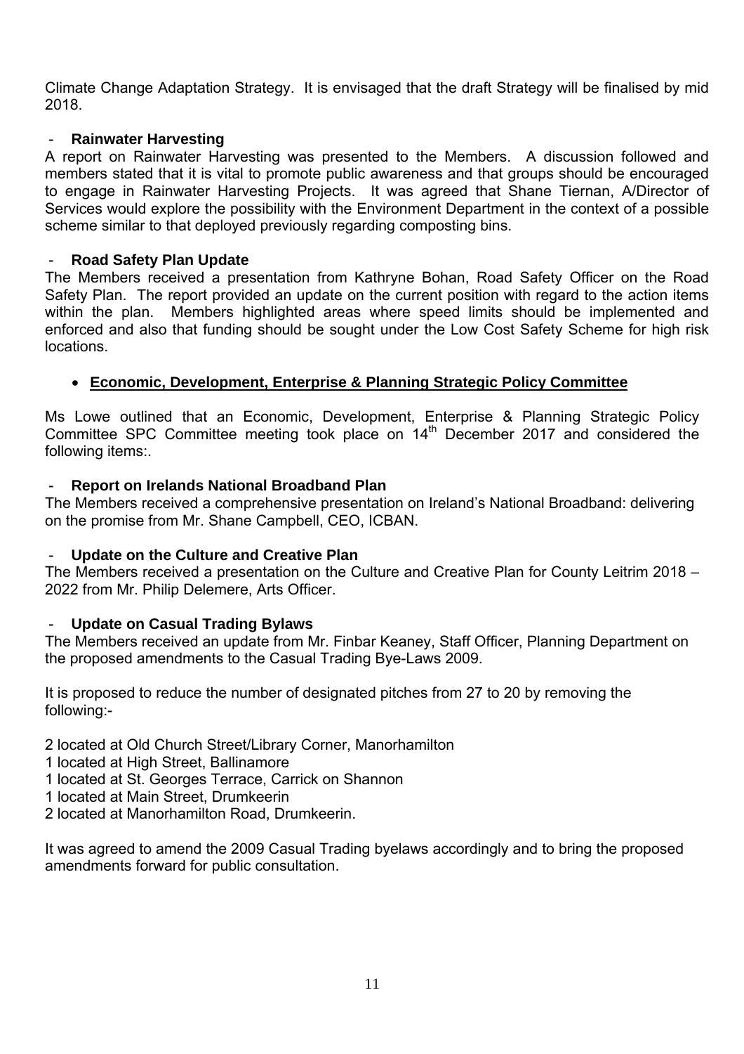Climate Change Adaptation Strategy. It is envisaged that the draft Strategy will be finalised by mid 2018.

- **Rainwater Harvesting**

A report on Rainwater Harvesting was presented to the Members. A discussion followed and members stated that it is vital to promote public awareness and that groups should be encouraged to engage in Rainwater Harvesting Projects. It was agreed that Shane Tiernan, A/Director of Services would explore the possibility with the Environment Department in the context of a possible scheme similar to that deployed previously regarding composting bins.

- **Road Safety Plan Update**

The Members received a presentation from Kathryne Bohan, Road Safety Officer on the Road Safety Plan. The report provided an update on the current position with regard to the action items within the plan. Members highlighted areas where speed limits should be implemented and enforced and also that funding should be sought under the Low Cost Safety Scheme for high risk locations.

- **<u>Economic, Development, Enterprise & Planning Strategic Policy Committee</u>**

Ms Lowe outlined that an Economic, Development, Enterprise & Planning Strategic Policy Committee SPC Committee meeting took place on 14th December 2017 and considered the following items:.

- **Report on Irelands National Broadband Plan**

The Members received a comprehensive presentation on Ireland's National Broadband: delivering on the promise from Mr. Shane Campbell, CEO, ICBAN.

- **Update on the Culture and Creative Plan**

The Members received a presentation on the Culture and Creative Plan for County Leitrim 2018 – 2022 from Mr. Philip Delemere, Arts Officer.

- **Update on Casual Trading Bylaws**

The Members received an update from Mr. Finbar Keaney, Staff Officer, Planning Department on the proposed amendments to the Casual Trading Bye-Laws 2009.

It is proposed to reduce the number of designated pitches from 27 to 20 by removing the following:-

2 located at Old Church Street/Library Corner, Manorhamilton
1 located at High Street, Ballinamore
1 located at St. Georges Terrace, Carrick on Shannon
1 located at Main Street, Drumkeerin
2 located at Manorhamilton Road, Drumkeerin.

It was agreed to amend the 2009 Casual Trading byelaws accordingly and to bring the proposed amendments forward for public consultation.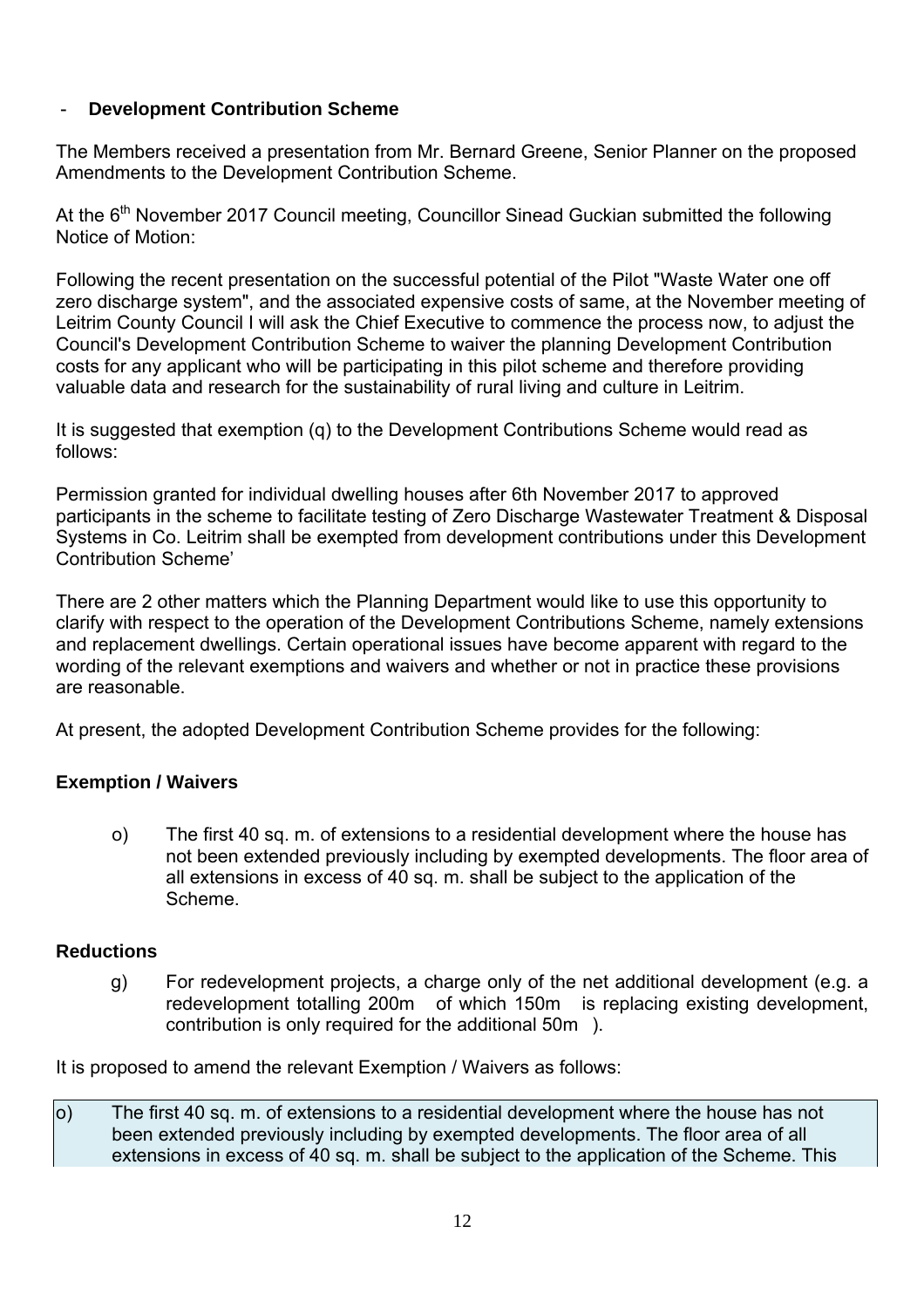- **Development Contribution Scheme**

The Members received a presentation from Mr. Bernard Greene, Senior Planner on the proposed Amendments to the Development Contribution Scheme.

At the 6th November 2017 Council meeting, Councillor Sinead Guckian submitted the following Notice of Motion:

Following the recent presentation on the successful potential of the Pilot "Waste Water one off zero discharge system", and the associated expensive costs of same, at the November meeting of Leitrim County Council I will ask the Chief Executive to commence the process now, to adjust the Council's Development Contribution Scheme to waiver the planning Development Contribution costs for any applicant who will be participating in this pilot scheme and therefore providing valuable data and research for the sustainability of rural living and culture in Leitrim.

It is suggested that exemption (q) to the Development Contributions Scheme would read as follows:

Permission granted for individual dwelling houses after 6th November 2017 to approved participants in the scheme to facilitate testing of Zero Discharge Wastewater Treatment & Disposal Systems in Co. Leitrim shall be exempted from development contributions under this Development Contribution Scheme'

There are 2 other matters which the Planning Department would like to use this opportunity to clarify with respect to the operation of the Development Contributions Scheme, namely extensions and replacement dwellings. Certain operational issues have become apparent with regard to the wording of the relevant exemptions and waivers and whether or not in practice these provisions are reasonable.

At present, the adopted Development Contribution Scheme provides for the following:

**Exemption / Waivers**

o) The first 40 sq. m. of extensions to a residential development where the house has not been extended previously including by exempted developments. The floor area of all extensions in excess of 40 sq. m. shall be subject to the application of the Scheme.

**Reductions**

g) For redevelopment projects, a charge only of the net additional development (e.g. a redevelopment totalling 200m of which 150m is replacing existing development, contribution is only required for the additional 50m ).

It is proposed to amend the relevant Exemption / Waivers as follows:

o) The first 40 sq. m. of extensions to a residential development where the house has not been extended previously including by exempted developments. The floor area of all extensions in excess of 40 sq. m. shall be subject to the application of the Scheme. This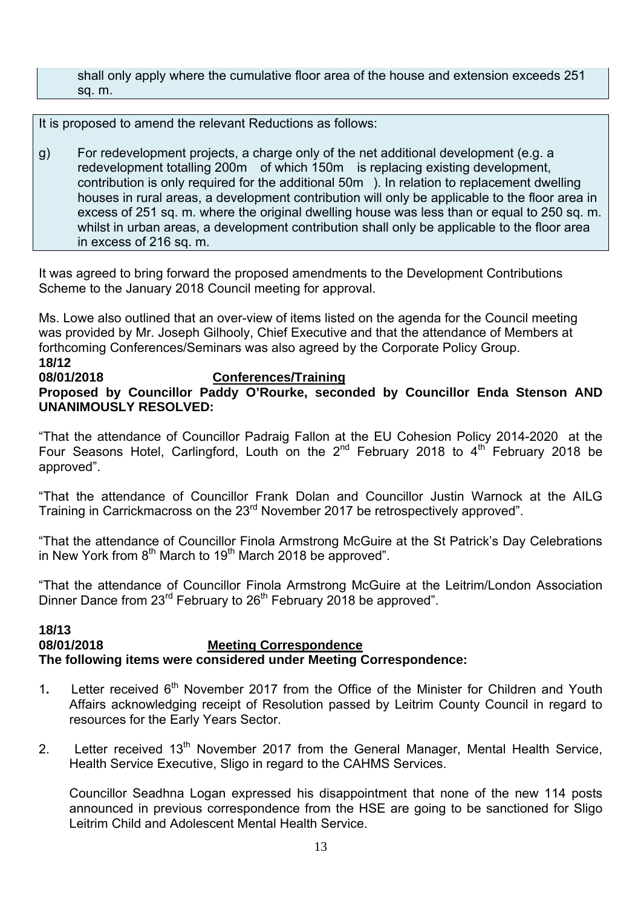shall only apply where the cumulative floor area of the house and extension exceeds 251 sq. m.

It is proposed to amend the relevant Reductions as follows:

g) For redevelopment projects, a charge only of the net additional development (e.g. a redevelopment totalling 200m of which 150m is replacing existing development, contribution is only required for the additional 50m ). In relation to replacement dwelling houses in rural areas, a development contribution will only be applicable to the floor area in excess of 251 sq. m. where the original dwelling house was less than or equal to 250 sq. m. whilst in urban areas, a development contribution shall only be applicable to the floor area in excess of 216 sq. m.

It was agreed to bring forward the proposed amendments to the Development Contributions Scheme to the January 2018 Council meeting for approval.

Ms. Lowe also outlined that an over-view of items listed on the agenda for the Council meeting was provided by Mr. Joseph Gilhooly, Chief Executive and that the attendance of Members at forthcoming Conferences/Seminars was also agreed by the Corporate Policy Group.

**18/12**
**08/01/2018** **Conferences/Training**

**Proposed by Councillor Paddy O'Rourke, seconded by Councillor Enda Stenson AND UNANIMOUSLY RESOLVED:**

"That the attendance of Councillor Padraig Fallon at the EU Cohesion Policy 2014-2020 at the Four Seasons Hotel, Carlingford, Louth on the 2nd February 2018 to 4th February 2018 be approved".

"That the attendance of Councillor Frank Dolan and Councillor Justin Warnock at the AILG Training in Carrickmacross on the 23rd November 2017 be retrospectively approved".

"That the attendance of Councillor Finola Armstrong McGuire at the St Patrick's Day Celebrations in New York from 8th March to 19th March 2018 be approved".

"That the attendance of Councillor Finola Armstrong McGuire at the Leitrim/London Association Dinner Dance from 23rd February to 26th February 2018 be approved".

**18/13**
**08/01/2018** **Meeting Correspondence**
**The following items were considered under Meeting Correspondence:**

1. Letter received 6th November 2017 from the Office of the Minister for Children and Youth Affairs acknowledging receipt of Resolution passed by Leitrim County Council in regard to resources for the Early Years Sector.

2. Letter received 13th November 2017 from the General Manager, Mental Health Service, Health Service Executive, Sligo in regard to the CAHMS Services.

   Councillor Seadhna Logan expressed his disappointment that none of the new 114 posts announced in previous correspondence from the HSE are going to be sanctioned for Sligo Leitrim Child and Adolescent Mental Health Service.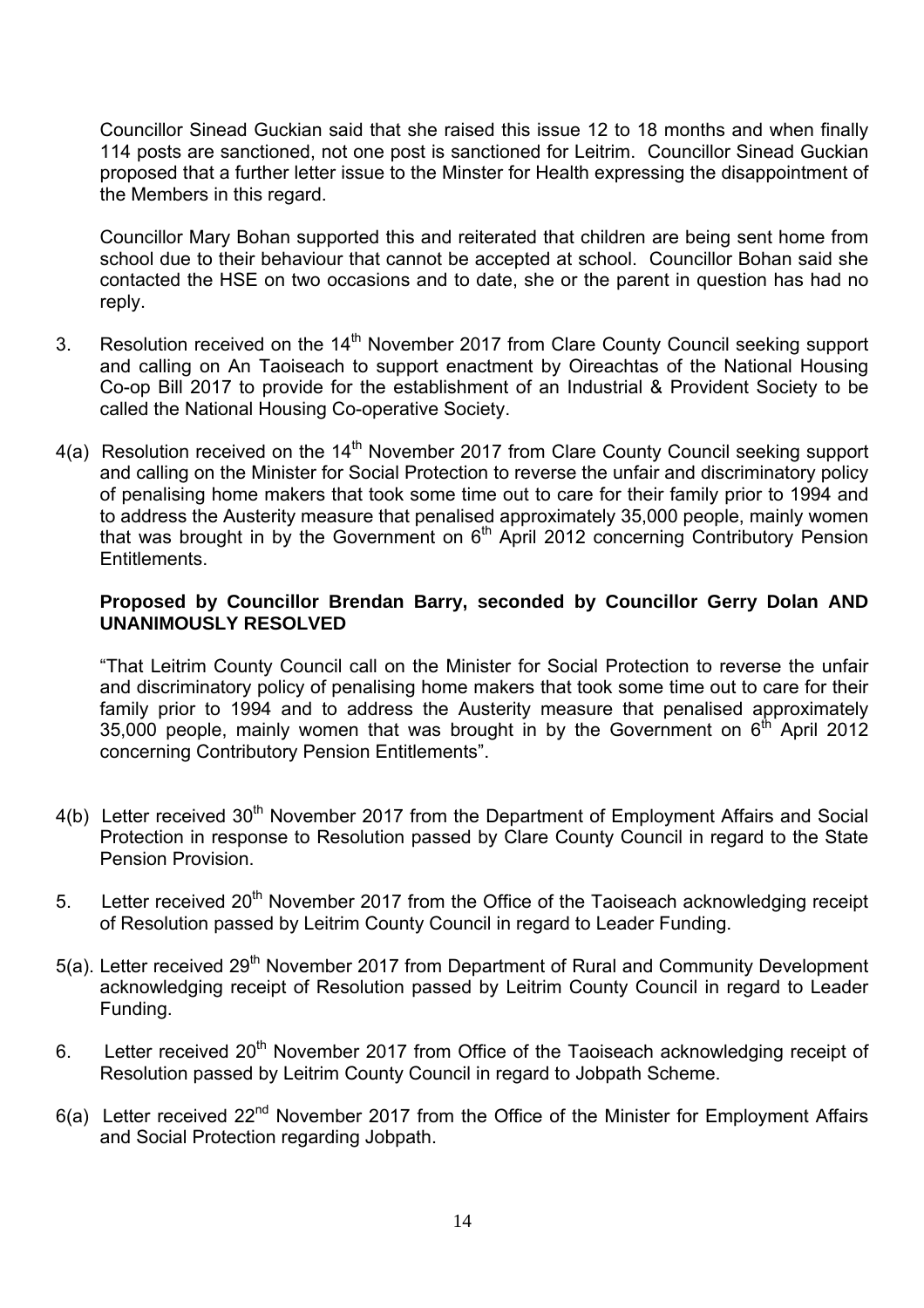Councillor Sinead Guckian said that she raised this issue 12 to 18 months and when finally 114 posts are sanctioned, not one post is sanctioned for Leitrim. Councillor Sinead Guckian proposed that a further letter issue to the Minster for Health expressing the disappointment of the Members in this regard.

Councillor Mary Bohan supported this and reiterated that children are being sent home from school due to their behaviour that cannot be accepted at school. Councillor Bohan said she contacted the HSE on two occasions and to date, she or the parent in question has had no reply.

3. Resolution received on the 14th November 2017 from Clare County Council seeking support and calling on An Taoiseach to support enactment by Oireachtas of the National Housing Co-op Bill 2017 to provide for the establishment of an Industrial & Provident Society to be called the National Housing Co-operative Society.

4(a) Resolution received on the 14th November 2017 from Clare County Council seeking support and calling on the Minister for Social Protection to reverse the unfair and discriminatory policy of penalising home makers that took some time out to care for their family prior to 1994 and to address the Austerity measure that penalised approximately 35,000 people, mainly women that was brought in by the Government on 6th April 2012 concerning Contributory Pension Entitlements.

**Proposed by Councillor Brendan Barry, seconded by Councillor Gerry Dolan AND UNANIMOUSLY RESOLVED**

"That Leitrim County Council call on the Minister for Social Protection to reverse the unfair and discriminatory policy of penalising home makers that took some time out to care for their family prior to 1994 and to address the Austerity measure that penalised approximately 35,000 people, mainly women that was brought in by the Government on 6th April 2012 concerning Contributory Pension Entitlements".

4(b) Letter received 30th November 2017 from the Department of Employment Affairs and Social Protection in response to Resolution passed by Clare County Council in regard to the State Pension Provision.

5. Letter received 20th November 2017 from the Office of the Taoiseach acknowledging receipt of Resolution passed by Leitrim County Council in regard to Leader Funding.

5(a). Letter received 29th November 2017 from Department of Rural and Community Development acknowledging receipt of Resolution passed by Leitrim County Council in regard to Leader Funding.

6. Letter received 20th November 2017 from Office of the Taoiseach acknowledging receipt of Resolution passed by Leitrim County Council in regard to Jobpath Scheme.

6(a) Letter received 22nd November 2017 from the Office of the Minister for Employment Affairs and Social Protection regarding Jobpath.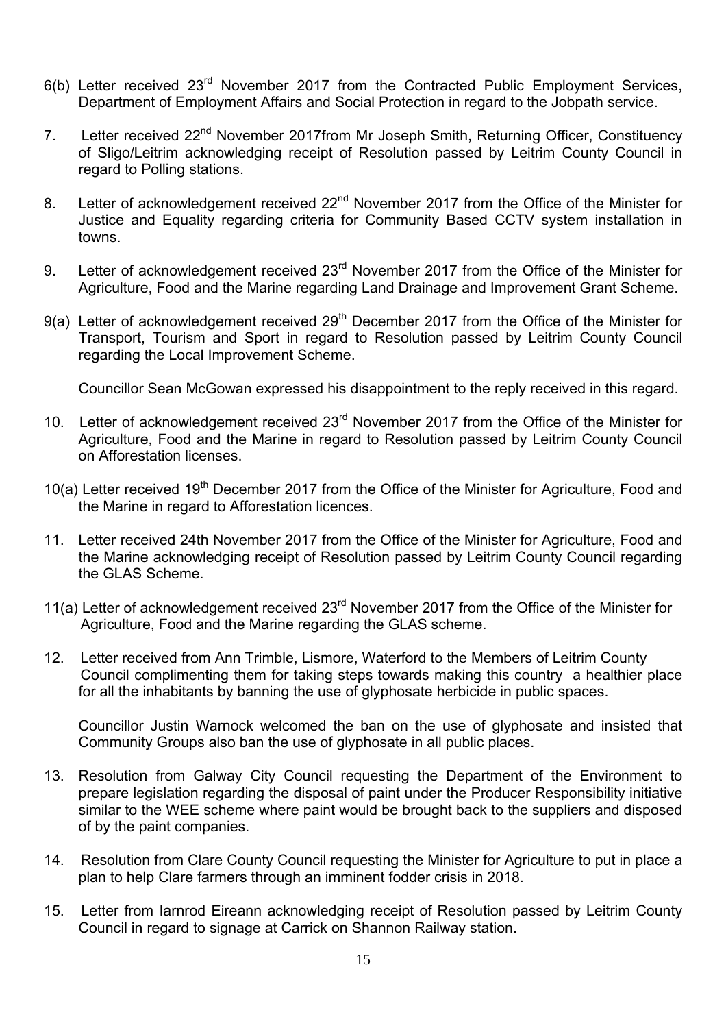6(b) Letter received 23rd November 2017 from the Contracted Public Employment Services, Department of Employment Affairs and Social Protection in regard to the Jobpath service.

7. Letter received 22nd November 2017from Mr Joseph Smith, Returning Officer, Constituency of Sligo/Leitrim acknowledging receipt of Resolution passed by Leitrim County Council in regard to Polling stations.

8. Letter of acknowledgement received 22nd November 2017 from the Office of the Minister for Justice and Equality regarding criteria for Community Based CCTV system installation in towns.

9. Letter of acknowledgement received 23rd November 2017 from the Office of the Minister for Agriculture, Food and the Marine regarding Land Drainage and Improvement Grant Scheme.

9(a) Letter of acknowledgement received 29th December 2017 from the Office of the Minister for Transport, Tourism and Sport in regard to Resolution passed by Leitrim County Council regarding the Local Improvement Scheme.

Councillor Sean McGowan expressed his disappointment to the reply received in this regard.

10. Letter of acknowledgement received 23rd November 2017 from the Office of the Minister for Agriculture, Food and the Marine in regard to Resolution passed by Leitrim County Council on Afforestation licenses.

10(a) Letter received 19th December 2017 from the Office of the Minister for Agriculture, Food and the Marine in regard to Afforestation licences.

11. Letter received 24th November 2017 from the Office of the Minister for Agriculture, Food and the Marine acknowledging receipt of Resolution passed by Leitrim County Council regarding the GLAS Scheme.

11(a) Letter of acknowledgement received 23rd November 2017 from the Office of the Minister for Agriculture, Food and the Marine regarding the GLAS scheme.

12. Letter received from Ann Trimble, Lismore, Waterford to the Members of Leitrim County Council complimenting them for taking steps towards making this country a healthier place for all the inhabitants by banning the use of glyphosate herbicide in public spaces.

Councillor Justin Warnock welcomed the ban on the use of glyphosate and insisted that Community Groups also ban the use of glyphosate in all public places.

13. Resolution from Galway City Council requesting the Department of the Environment to prepare legislation regarding the disposal of paint under the Producer Responsibility initiative similar to the WEE scheme where paint would be brought back to the suppliers and disposed of by the paint companies.

14. Resolution from Clare County Council requesting the Minister for Agriculture to put in place a plan to help Clare farmers through an imminent fodder crisis in 2018.

15. Letter from Iarnrod Eireann acknowledging receipt of Resolution passed by Leitrim County Council in regard to signage at Carrick on Shannon Railway station.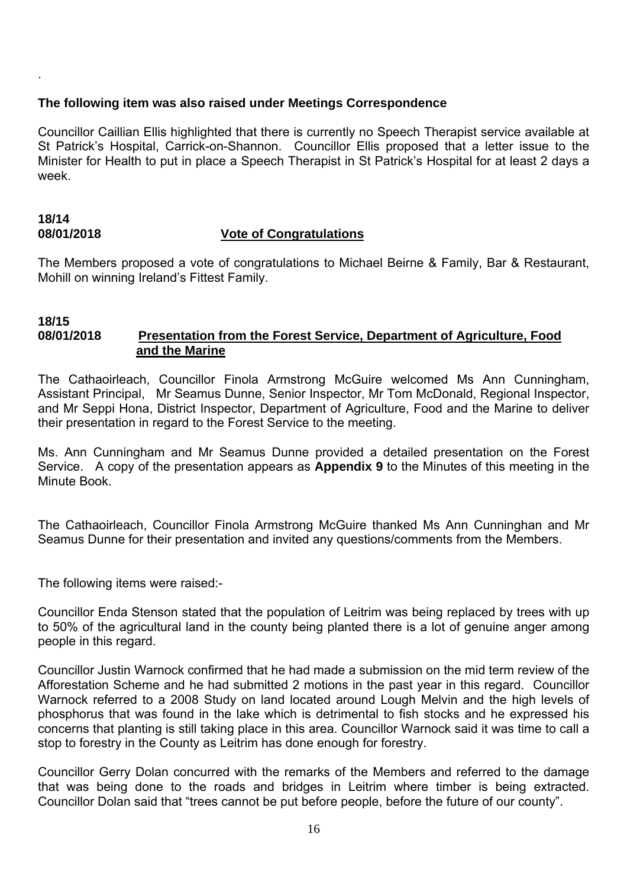.

**The following item was also raised under Meetings Correspondence**

Councillor Caillian Ellis highlighted that there is currently no Speech Therapist service available at St Patrick's Hospital, Carrick-on-Shannon. Councillor Ellis proposed that a letter issue to the Minister for Health to put in place a Speech Therapist in St Patrick's Hospital for at least 2 days a week.

**18/14**
**08/01/2018** **Vote of Congratulations**

The Members proposed a vote of congratulations to Michael Beirne & Family, Bar & Restaurant, Mohill on winning Ireland's Fittest Family.

**18/15**
**08/01/2018** **Presentation from the Forest Service, Department of Agriculture, Food and the Marine**

The Cathaoirleach, Councillor Finola Armstrong McGuire welcomed Ms Ann Cunningham, Assistant Principal, Mr Seamus Dunne, Senior Inspector, Mr Tom McDonald, Regional Inspector, and Mr Seppi Hona, District Inspector, Department of Agriculture, Food and the Marine to deliver their presentation in regard to the Forest Service to the meeting.

Ms. Ann Cunningham and Mr Seamus Dunne provided a detailed presentation on the Forest Service. A copy of the presentation appears as **Appendix 9** to the Minutes of this meeting in the Minute Book.

The Cathaoirleach, Councillor Finola Armstrong McGuire thanked Ms Ann Cunninghan and Mr Seamus Dunne for their presentation and invited any questions/comments from the Members.

The following items were raised:-

Councillor Enda Stenson stated that the population of Leitrim was being replaced by trees with up to 50% of the agricultural land in the county being planted there is a lot of genuine anger among people in this regard.

Councillor Justin Warnock confirmed that he had made a submission on the mid term review of the Afforestation Scheme and he had submitted 2 motions in the past year in this regard. Councillor Warnock referred to a 2008 Study on land located around Lough Melvin and the high levels of phosphorus that was found in the lake which is detrimental to fish stocks and he expressed his concerns that planting is still taking place in this area. Councillor Warnock said it was time to call a stop to forestry in the County as Leitrim has done enough for forestry.

Councillor Gerry Dolan concurred with the remarks of the Members and referred to the damage that was being done to the roads and bridges in Leitrim where timber is being extracted. Councillor Dolan said that "trees cannot be put before people, before the future of our county".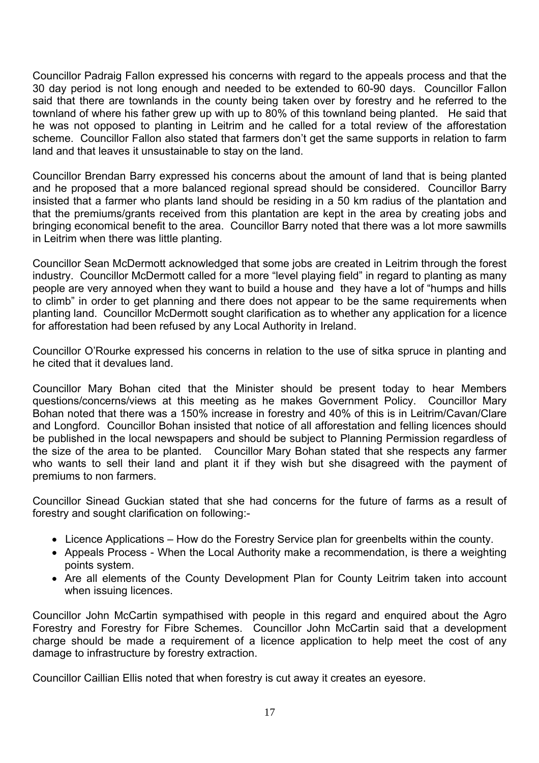Councillor Padraig Fallon expressed his concerns with regard to the appeals process and that the 30 day period is not long enough and needed to be extended to 60-90 days. Councillor Fallon said that there are townlands in the county being taken over by forestry and he referred to the townland of where his father grew up with up to 80% of this townland being planted. He said that he was not opposed to planting in Leitrim and he called for a total review of the afforestation scheme. Councillor Fallon also stated that farmers don't get the same supports in relation to farm land and that leaves it unsustainable to stay on the land.

Councillor Brendan Barry expressed his concerns about the amount of land that is being planted and he proposed that a more balanced regional spread should be considered. Councillor Barry insisted that a farmer who plants land should be residing in a 50 km radius of the plantation and that the premiums/grants received from this plantation are kept in the area by creating jobs and bringing economical benefit to the area. Councillor Barry noted that there was a lot more sawmills in Leitrim when there was little planting.

Councillor Sean McDermott acknowledged that some jobs are created in Leitrim through the forest industry. Councillor McDermott called for a more "level playing field" in regard to planting as many people are very annoyed when they want to build a house and they have a lot of "humps and hills to climb" in order to get planning and there does not appear to be the same requirements when planting land. Councillor McDermott sought clarification as to whether any application for a licence for afforestation had been refused by any Local Authority in Ireland.

Councillor O'Rourke expressed his concerns in relation to the use of sitka spruce in planting and he cited that it devalues land.

Councillor Mary Bohan cited that the Minister should be present today to hear Members questions/concerns/views at this meeting as he makes Government Policy. Councillor Mary Bohan noted that there was a 150% increase in forestry and 40% of this is in Leitrim/Cavan/Clare and Longford. Councillor Bohan insisted that notice of all afforestation and felling licences should be published in the local newspapers and should be subject to Planning Permission regardless of the size of the area to be planted. Councillor Mary Bohan stated that she respects any farmer who wants to sell their land and plant it if they wish but she disagreed with the payment of premiums to non farmers.

Councillor Sinead Guckian stated that she had concerns for the future of farms as a result of forestry and sought clarification on following:-

- Licence Applications – How do the Forestry Service plan for greenbelts within the county.
- Appeals Process - When the Local Authority make a recommendation, is there a weighting points system.
- Are all elements of the County Development Plan for County Leitrim taken into account when issuing licences.

Councillor John McCartin sympathised with people in this regard and enquired about the Agro Forestry and Forestry for Fibre Schemes. Councillor John McCartin said that a development charge should be made a requirement of a licence application to help meet the cost of any damage to infrastructure by forestry extraction.

Councillor Caillian Ellis noted that when forestry is cut away it creates an eyesore.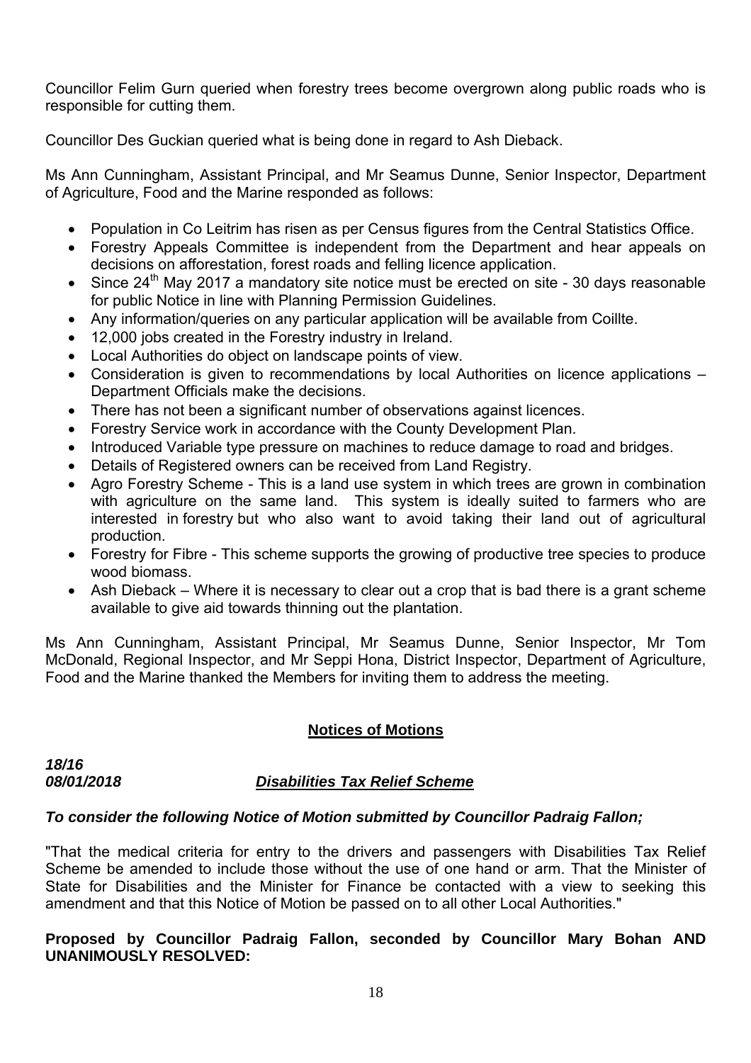Councillor Felim Gurn queried when forestry trees become overgrown along public roads who is responsible for cutting them.

Councillor Des Guckian queried what is being done in regard to Ash Dieback.

Ms Ann Cunningham, Assistant Principal, and Mr Seamus Dunne, Senior Inspector, Department of Agriculture, Food and the Marine responded as follows:

- Population in Co Leitrim has risen as per Census figures from the Central Statistics Office.
- Forestry Appeals Committee is independent from the Department and hear appeals on decisions on afforestation, forest roads and felling licence application.
- Since 24th May 2017 a mandatory site notice must be erected on site - 30 days reasonable for public Notice in line with Planning Permission Guidelines.
- Any information/queries on any particular application will be available from Coillte.
- 12,000 jobs created in the Forestry industry in Ireland.
- Local Authorities do object on landscape points of view.
- Consideration is given to recommendations by local Authorities on licence applications – Department Officials make the decisions.
- There has not been a significant number of observations against licences.
- Forestry Service work in accordance with the County Development Plan.
- Introduced Variable type pressure on machines to reduce damage to road and bridges.
- Details of Registered owners can be received from Land Registry.
- Agro Forestry Scheme - This is a land use system in which trees are grown in combination with agriculture on the same land. This system is ideally suited to farmers who are interested in forestry but who also want to avoid taking their land out of agricultural production.
- Forestry for Fibre - This scheme supports the growing of productive tree species to produce wood biomass.
- Ash Dieback – Where it is necessary to clear out a crop that is bad there is a grant scheme available to give aid towards thinning out the plantation.

Ms Ann Cunningham, Assistant Principal, Mr Seamus Dunne, Senior Inspector, Mr Tom McDonald, Regional Inspector, and Mr Seppi Hona, District Inspector, Department of Agriculture, Food and the Marine thanked the Members for inviting them to address the meeting.

## Notices of Motions

***18/16***
***08/01/2018*** ***Disabilities Tax Relief Scheme***

***To consider the following Notice of Motion submitted by Councillor Padraig Fallon;***

"That the medical criteria for entry to the drivers and passengers with Disabilities Tax Relief Scheme be amended to include those without the use of one hand or arm. That the Minister of State for Disabilities and the Minister for Finance be contacted with a view to seeking this amendment and that this Notice of Motion be passed on to all other Local Authorities."

**Proposed by Councillor Padraig Fallon, seconded by Councillor Mary Bohan AND UNANIMOUSLY RESOLVED:**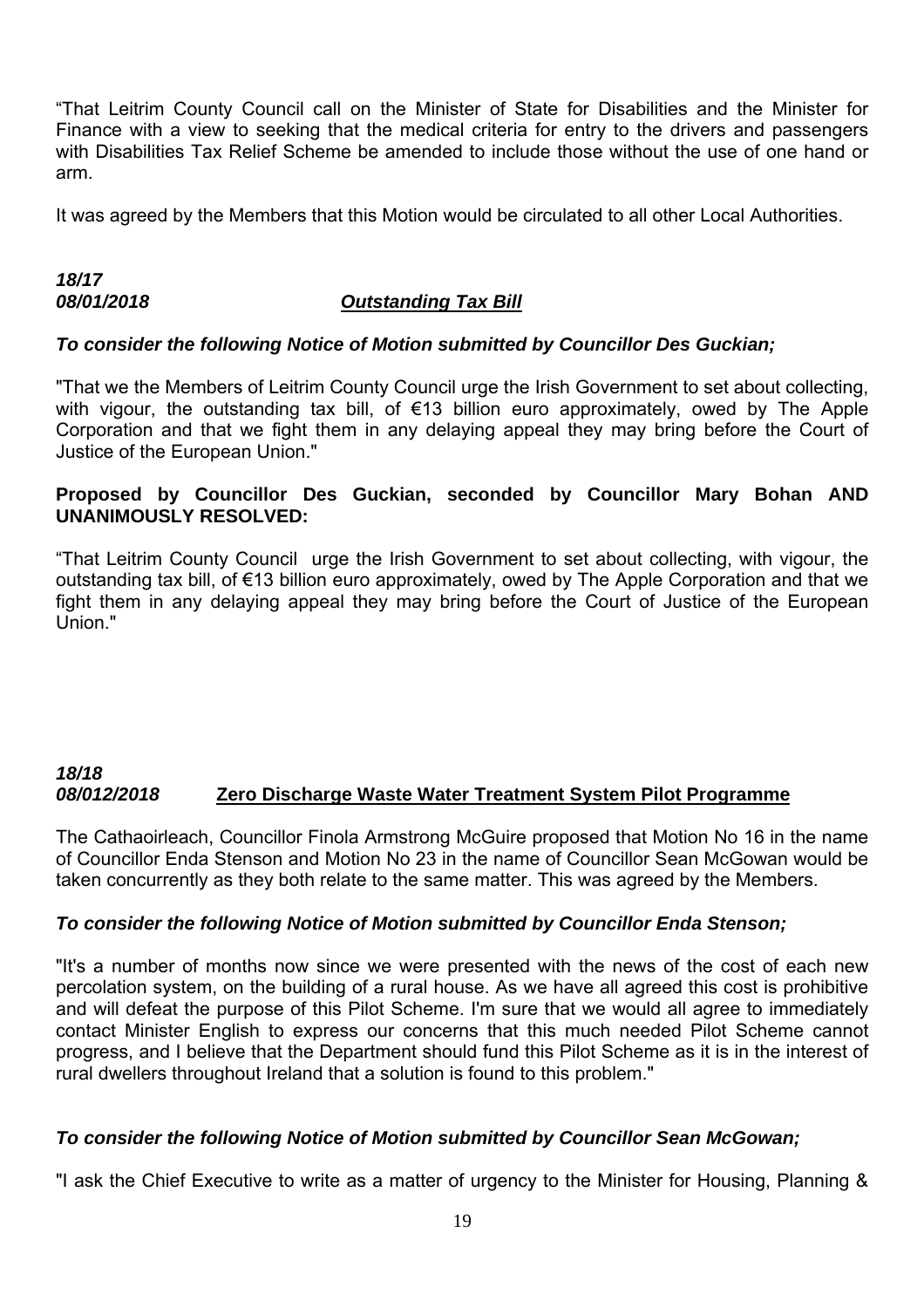"That Leitrim County Council call on the Minister of State for Disabilities and the Minister for Finance with a view to seeking that the medical criteria for entry to the drivers and passengers with Disabilities Tax Relief Scheme be amended to include those without the use of one hand or arm.

It was agreed by the Members that this Motion would be circulated to all other Local Authorities.

***18/17***
***08/01/2018*** ***Outstanding Tax Bill***

***To consider the following Notice of Motion submitted by Councillor Des Guckian;***

"That we the Members of Leitrim County Council urge the Irish Government to set about collecting, with vigour, the outstanding tax bill, of €13 billion euro approximately, owed by The Apple Corporation and that we fight them in any delaying appeal they may bring before the Court of Justice of the European Union."

**Proposed by Councillor Des Guckian, seconded by Councillor Mary Bohan AND UNANIMOUSLY RESOLVED:**

"That Leitrim County Council urge the Irish Government to set about collecting, with vigour, the outstanding tax bill, of €13 billion euro approximately, owed by The Apple Corporation and that we fight them in any delaying appeal they may bring before the Court of Justice of the European Union."

***18/18***
***08/012/2018*** **Zero Discharge Waste Water Treatment System Pilot Programme**

The Cathaoirleach, Councillor Finola Armstrong McGuire proposed that Motion No 16 in the name of Councillor Enda Stenson and Motion No 23 in the name of Councillor Sean McGowan would be taken concurrently as they both relate to the same matter. This was agreed by the Members.

***To consider the following Notice of Motion submitted by Councillor Enda Stenson;***

"It's a number of months now since we were presented with the news of the cost of each new percolation system, on the building of a rural house. As we have all agreed this cost is prohibitive and will defeat the purpose of this Pilot Scheme. I'm sure that we would all agree to immediately contact Minister English to express our concerns that this much needed Pilot Scheme cannot progress, and I believe that the Department should fund this Pilot Scheme as it is in the interest of rural dwellers throughout Ireland that a solution is found to this problem."

***To consider the following Notice of Motion submitted by Councillor Sean McGowan;***

"I ask the Chief Executive to write as a matter of urgency to the Minister for Housing, Planning &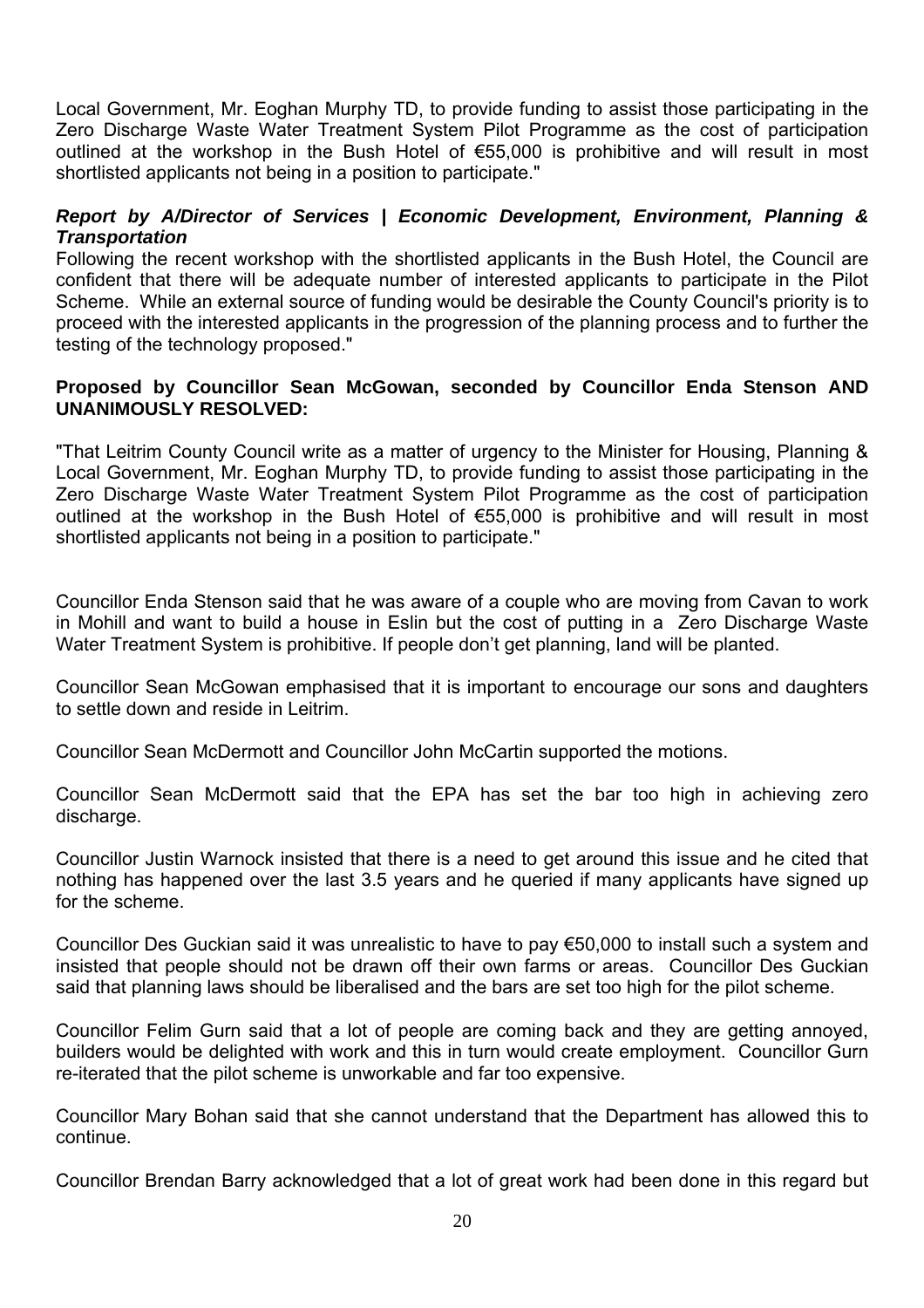Local Government, Mr. Eoghan Murphy TD, to provide funding to assist those participating in the Zero Discharge Waste Water Treatment System Pilot Programme as the cost of participation outlined at the workshop in the Bush Hotel of €55,000 is prohibitive and will result in most shortlisted applicants not being in a position to participate."

***Report by A/Director of Services | Economic Development, Environment, Planning & Transportation***

Following the recent workshop with the shortlisted applicants in the Bush Hotel, the Council are confident that there will be adequate number of interested applicants to participate in the Pilot Scheme. While an external source of funding would be desirable the County Council's priority is to proceed with the interested applicants in the progression of the planning process and to further the testing of the technology proposed."

**Proposed by Councillor Sean McGowan, seconded by Councillor Enda Stenson AND UNANIMOUSLY RESOLVED:**

"That Leitrim County Council write as a matter of urgency to the Minister for Housing, Planning & Local Government, Mr. Eoghan Murphy TD, to provide funding to assist those participating in the Zero Discharge Waste Water Treatment System Pilot Programme as the cost of participation outlined at the workshop in the Bush Hotel of €55,000 is prohibitive and will result in most shortlisted applicants not being in a position to participate."

Councillor Enda Stenson said that he was aware of a couple who are moving from Cavan to work in Mohill and want to build a house in Eslin but the cost of putting in a Zero Discharge Waste Water Treatment System is prohibitive. If people don't get planning, land will be planted.

Councillor Sean McGowan emphasised that it is important to encourage our sons and daughters to settle down and reside in Leitrim.

Councillor Sean McDermott and Councillor John McCartin supported the motions.

Councillor Sean McDermott said that the EPA has set the bar too high in achieving zero discharge.

Councillor Justin Warnock insisted that there is a need to get around this issue and he cited that nothing has happened over the last 3.5 years and he queried if many applicants have signed up for the scheme.

Councillor Des Guckian said it was unrealistic to have to pay €50,000 to install such a system and insisted that people should not be drawn off their own farms or areas. Councillor Des Guckian said that planning laws should be liberalised and the bars are set too high for the pilot scheme.

Councillor Felim Gurn said that a lot of people are coming back and they are getting annoyed, builders would be delighted with work and this in turn would create employment. Councillor Gurn re-iterated that the pilot scheme is unworkable and far too expensive.

Councillor Mary Bohan said that she cannot understand that the Department has allowed this to continue.

Councillor Brendan Barry acknowledged that a lot of great work had been done in this regard but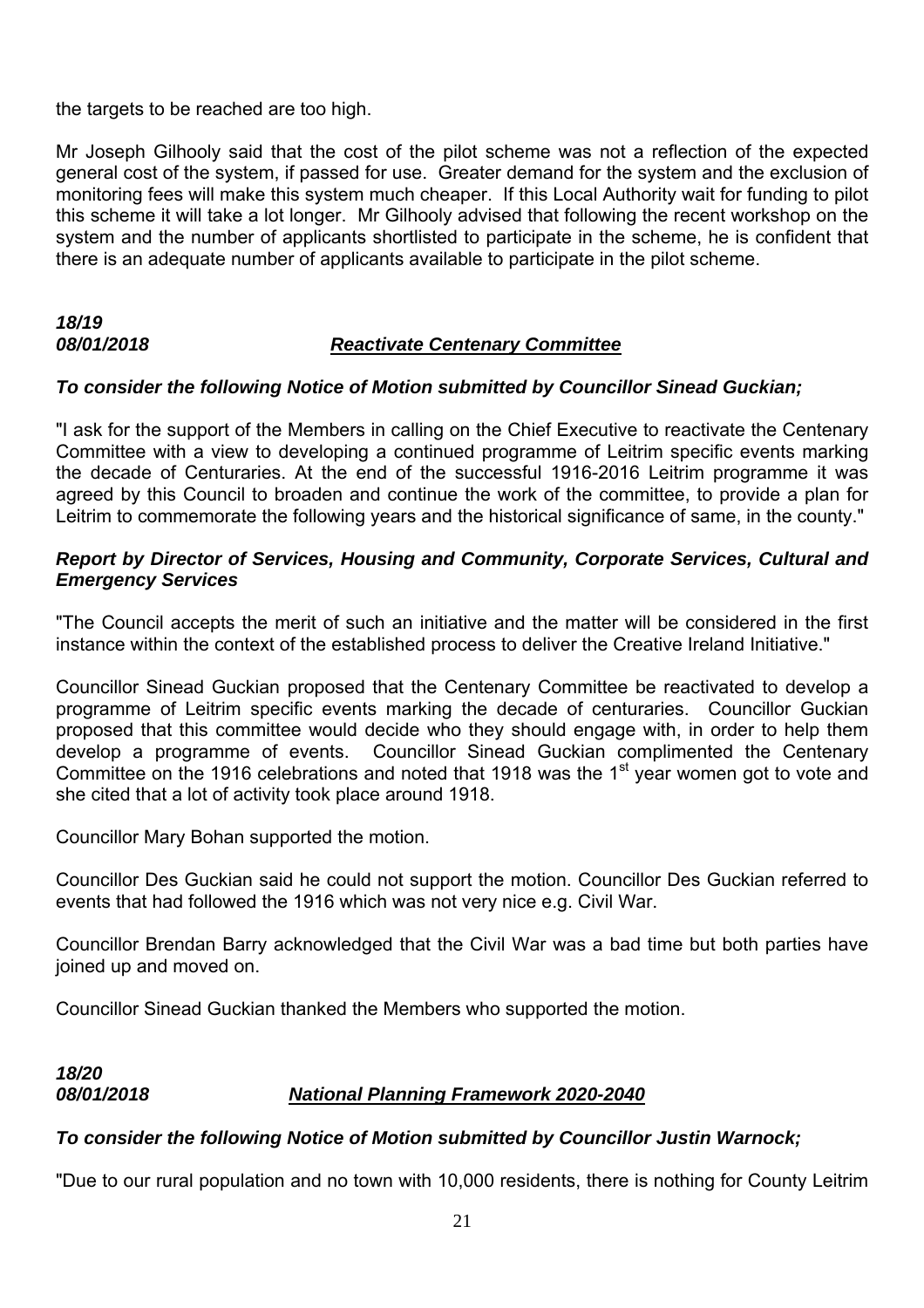the targets to be reached are too high.

Mr Joseph Gilhooly said that the cost of the pilot scheme was not a reflection of the expected general cost of the system, if passed for use. Greater demand for the system and the exclusion of monitoring fees will make this system much cheaper. If this Local Authority wait for funding to pilot this scheme it will take a lot longer. Mr Gilhooly advised that following the recent workshop on the system and the number of applicants shortlisted to participate in the scheme, he is confident that there is an adequate number of applicants available to participate in the pilot scheme.

***18/19***
***08/01/2018*** ***<u>Reactivate Centenary Committee</u>***

***To consider the following Notice of Motion submitted by Councillor Sinead Guckian;***

"I ask for the support of the Members in calling on the Chief Executive to reactivate the Centenary Committee with a view to developing a continued programme of Leitrim specific events marking the decade of Centuraries. At the end of the successful 1916-2016 Leitrim programme it was agreed by this Council to broaden and continue the work of the committee, to provide a plan for Leitrim to commemorate the following years and the historical significance of same, in the county."

***Report by Director of Services, Housing and Community, Corporate Services, Cultural and Emergency Services***

"The Council accepts the merit of such an initiative and the matter will be considered in the first instance within the context of the established process to deliver the Creative Ireland Initiative."

Councillor Sinead Guckian proposed that the Centenary Committee be reactivated to develop a programme of Leitrim specific events marking the decade of centuraries. Councillor Guckian proposed that this committee would decide who they should engage with, in order to help them develop a programme of events. Councillor Sinead Guckian complimented the Centenary Committee on the 1916 celebrations and noted that 1918 was the 1st year women got to vote and she cited that a lot of activity took place around 1918.

Councillor Mary Bohan supported the motion.

Councillor Des Guckian said he could not support the motion. Councillor Des Guckian referred to events that had followed the 1916 which was not very nice e.g. Civil War.

Councillor Brendan Barry acknowledged that the Civil War was a bad time but both parties have joined up and moved on.

Councillor Sinead Guckian thanked the Members who supported the motion.

***18/20***
***08/01/2018*** ***<u>National Planning Framework 2020-2040</u>***

***To consider the following Notice of Motion submitted by Councillor Justin Warnock;***

"Due to our rural population and no town with 10,000 residents, there is nothing for County Leitrim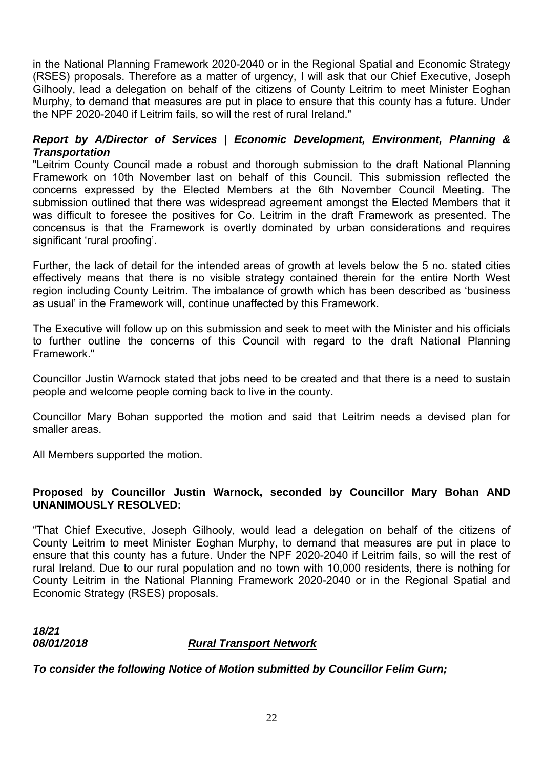in the National Planning Framework 2020-2040 or in the Regional Spatial and Economic Strategy (RSES) proposals. Therefore as a matter of urgency, I will ask that our Chief Executive, Joseph Gilhooly, lead a delegation on behalf of the citizens of County Leitrim to meet Minister Eoghan Murphy, to demand that measures are put in place to ensure that this county has a future. Under the NPF 2020-2040 if Leitrim fails, so will the rest of rural Ireland."

***Report by A/Director of Services | Economic Development, Environment, Planning & Transportation***

"Leitrim County Council made a robust and thorough submission to the draft National Planning Framework on 10th November last on behalf of this Council. This submission reflected the concerns expressed by the Elected Members at the 6th November Council Meeting. The submission outlined that there was widespread agreement amongst the Elected Members that it was difficult to foresee the positives for Co. Leitrim in the draft Framework as presented. The concensus is that the Framework is overtly dominated by urban considerations and requires significant 'rural proofing'.

Further, the lack of detail for the intended areas of growth at levels below the 5 no. stated cities effectively means that there is no visible strategy contained therein for the entire North West region including County Leitrim. The imbalance of growth which has been described as 'business as usual' in the Framework will, continue unaffected by this Framework.

The Executive will follow up on this submission and seek to meet with the Minister and his officials to further outline the concerns of this Council with regard to the draft National Planning Framework."

Councillor Justin Warnock stated that jobs need to be created and that there is a need to sustain people and welcome people coming back to live in the county.

Councillor Mary Bohan supported the motion and said that Leitrim needs a devised plan for smaller areas.

All Members supported the motion.

**Proposed by Councillor Justin Warnock, seconded by Councillor Mary Bohan AND UNANIMOUSLY RESOLVED:**

"That Chief Executive, Joseph Gilhooly, would lead a delegation on behalf of the citizens of County Leitrim to meet Minister Eoghan Murphy, to demand that measures are put in place to ensure that this county has a future. Under the NPF 2020-2040 if Leitrim fails, so will the rest of rural Ireland. Due to our rural population and no town with 10,000 residents, there is nothing for County Leitrim in the National Planning Framework 2020-2040 or in the Regional Spatial and Economic Strategy (RSES) proposals.

***18/21***
***08/01/2018*** ***Rural Transport Network***

***To consider the following Notice of Motion submitted by Councillor Felim Gurn;***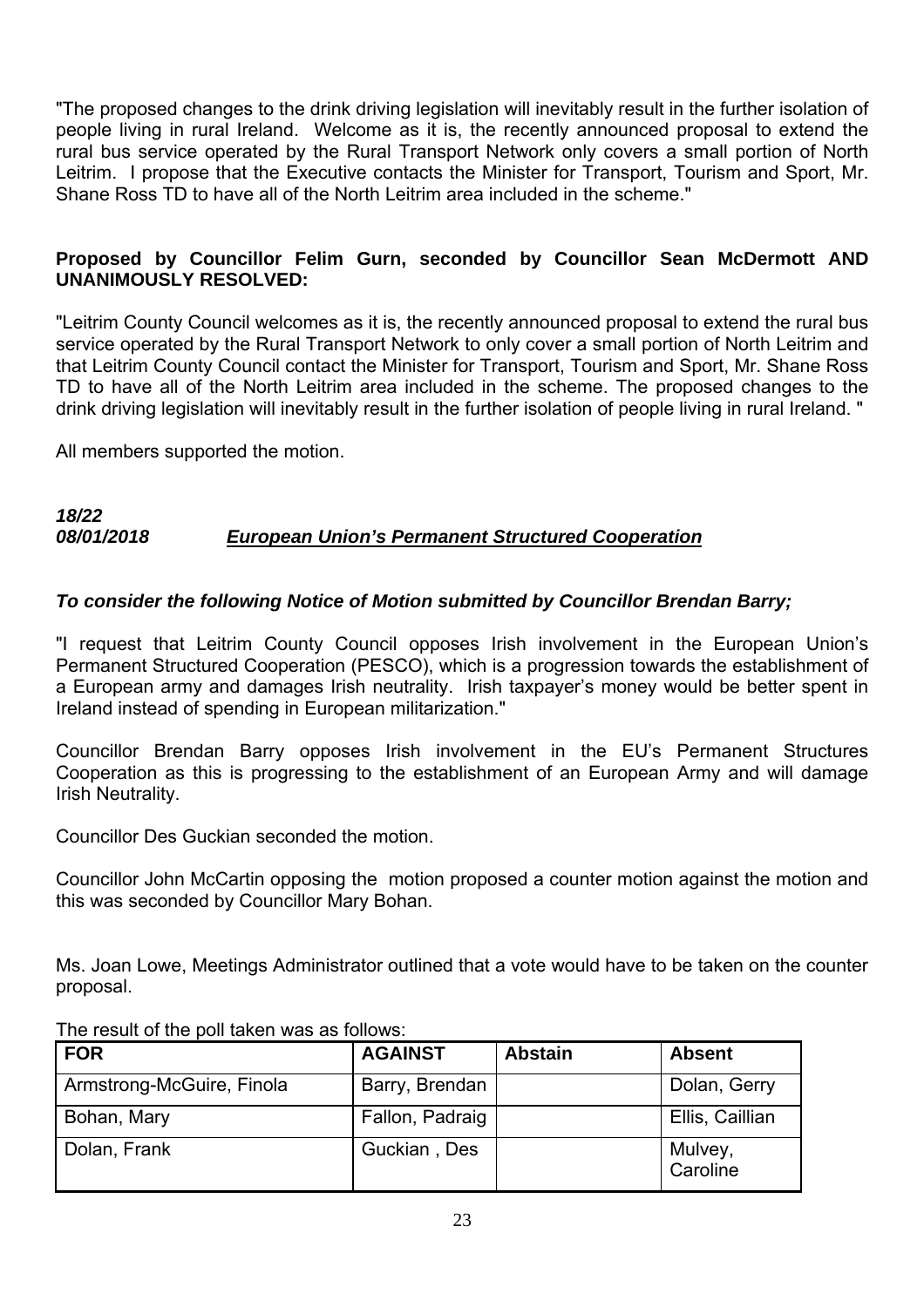"The proposed changes to the drink driving legislation will inevitably result in the further isolation of people living in rural Ireland. Welcome as it is, the recently announced proposal to extend the rural bus service operated by the Rural Transport Network only covers a small portion of North Leitrim. I propose that the Executive contacts the Minister for Transport, Tourism and Sport, Mr. Shane Ross TD to have all of the North Leitrim area included in the scheme."

**Proposed by Councillor Felim Gurn, seconded by Councillor Sean McDermott AND UNANIMOUSLY RESOLVED:**

"Leitrim County Council welcomes as it is, the recently announced proposal to extend the rural bus service operated by the Rural Transport Network to only cover a small portion of North Leitrim and that Leitrim County Council contact the Minister for Transport, Tourism and Sport, Mr. Shane Ross TD to have all of the North Leitrim area included in the scheme. The proposed changes to the drink driving legislation will inevitably result in the further isolation of people living in rural Ireland. "

All members supported the motion.

***18/22***
***08/01/2018*** ***European Union's Permanent Structured Cooperation***

***To consider the following Notice of Motion submitted by Councillor Brendan Barry;***

"I request that Leitrim County Council opposes Irish involvement in the European Union's Permanent Structured Cooperation (PESCO), which is a progression towards the establishment of a European army and damages Irish neutrality. Irish taxpayer's money would be better spent in Ireland instead of spending in European militarization."

Councillor Brendan Barry opposes Irish involvement in the EU's Permanent Structures Cooperation as this is progressing to the establishment of an European Army and will damage Irish Neutrality.

Councillor Des Guckian seconded the motion.

Councillor John McCartin opposing the motion proposed a counter motion against the motion and this was seconded by Councillor Mary Bohan.

Ms. Joan Lowe, Meetings Administrator outlined that a vote would have to be taken on the counter proposal.

The result of the poll taken was as follows:

| FOR | AGAINST | Abstain | Absent |
|---|---|---|---|
| Armstrong-McGuire, Finola | Barry, Brendan | | Dolan, Gerry |
| Bohan, Mary | Fallon, Padraig | | Ellis, Caillian |
| Dolan, Frank | Guckian , Des | | Mulvey, Caroline |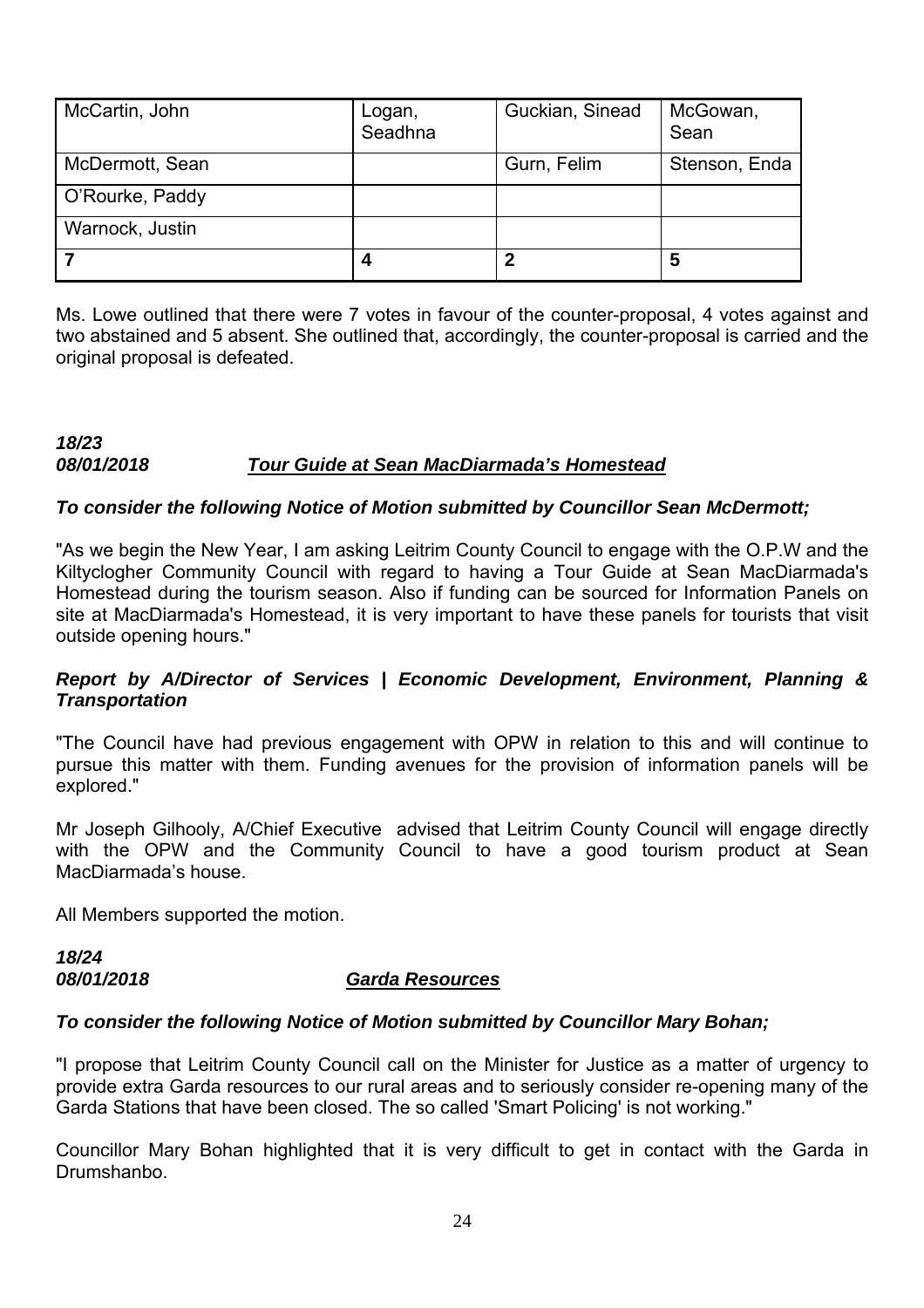| McCartin, John | Logan, Seadhna | Guckian, Sinead | McGowan, Sean |
|---|---|---|---|
| McDermott, Sean | | Gurn, Felim | Stenson, Enda |
| O'Rourke, Paddy | | | |
| Warnock, Justin | | | |
| **7** | **4** | **2** | **5** |

Ms. Lowe outlined that there were 7 votes in favour of the counter-proposal, 4 votes against and two abstained and 5 absent. She outlined that, accordingly, the counter-proposal is carried and the original proposal is defeated.

***18/23***
***08/01/2018*** ***Tour Guide at Sean MacDiarmada's Homestead***

***To consider the following Notice of Motion submitted by Councillor Sean McDermott;***

"As we begin the New Year, I am asking Leitrim County Council to engage with the O.P.W and the Kiltyclogher Community Council with regard to having a Tour Guide at Sean MacDiarmada's Homestead during the tourism season. Also if funding can be sourced for Information Panels on site at MacDiarmada's Homestead, it is very important to have these panels for tourists that visit outside opening hours."

***Report by A/Director of Services | Economic Development, Environment, Planning & Transportation***

"The Council have had previous engagement with OPW in relation to this and will continue to pursue this matter with them. Funding avenues for the provision of information panels will be explored."

Mr Joseph Gilhooly, A/Chief Executive advised that Leitrim County Council will engage directly with the OPW and the Community Council to have a good tourism product at Sean MacDiarmada's house.

All Members supported the motion.

***18/24***
***08/01/2018*** ***Garda Resources***

***To consider the following Notice of Motion submitted by Councillor Mary Bohan;***

"I propose that Leitrim County Council call on the Minister for Justice as a matter of urgency to provide extra Garda resources to our rural areas and to seriously consider re-opening many of the Garda Stations that have been closed. The so called 'Smart Policing' is not working."

Councillor Mary Bohan highlighted that it is very difficult to get in contact with the Garda in Drumshanbo.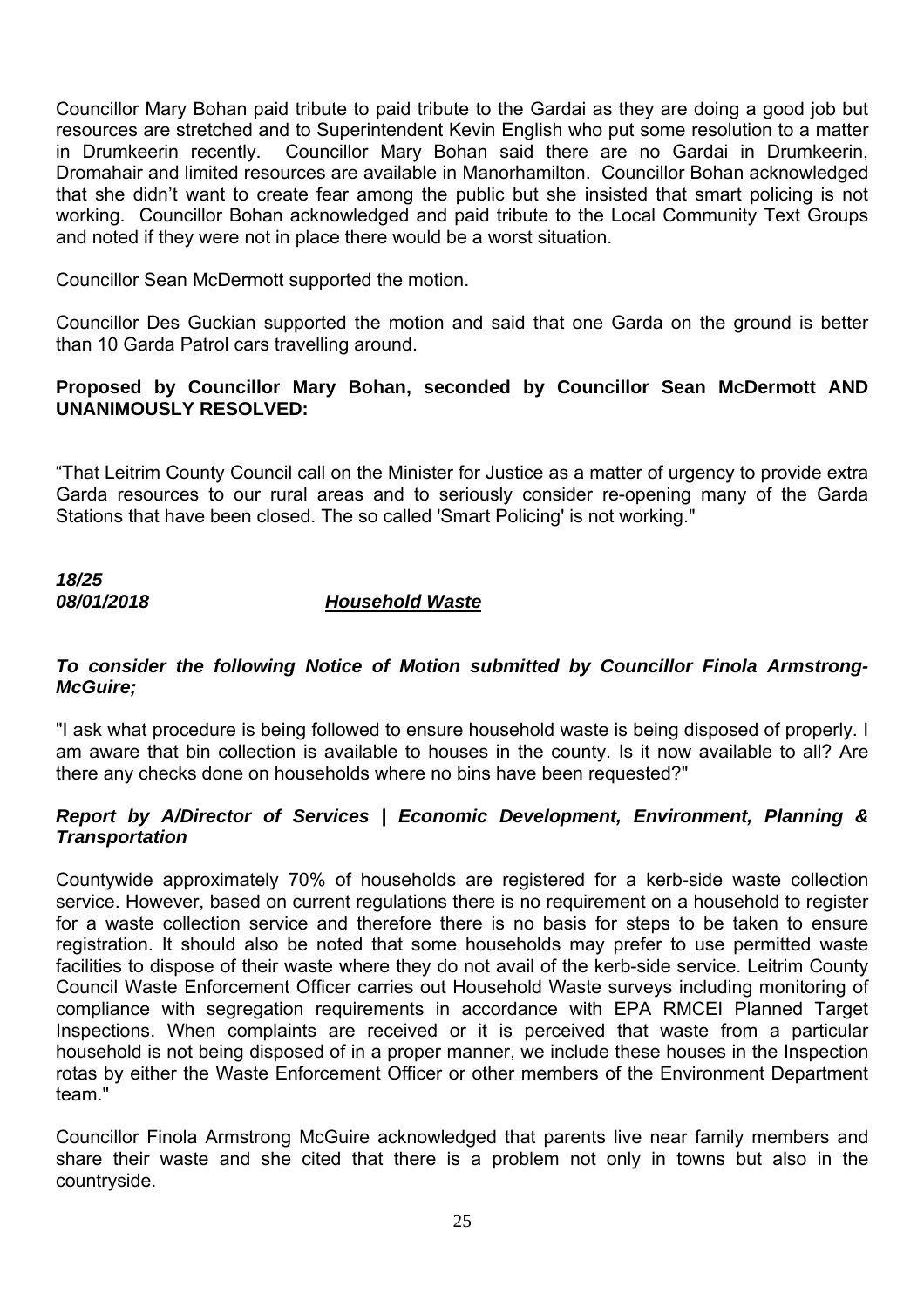Councillor Mary Bohan paid tribute to paid tribute to the Gardai as they are doing a good job but resources are stretched and to Superintendent Kevin English who put some resolution to a matter in Drumkeerin recently. Councillor Mary Bohan said there are no Gardai in Drumkeerin, Dromahair and limited resources are available in Manorhamilton. Councillor Bohan acknowledged that she didn't want to create fear among the public but she insisted that smart policing is not working. Councillor Bohan acknowledged and paid tribute to the Local Community Text Groups and noted if they were not in place there would be a worst situation.

Councillor Sean McDermott supported the motion.

Councillor Des Guckian supported the motion and said that one Garda on the ground is better than 10 Garda Patrol cars travelling around.

**Proposed by Councillor Mary Bohan, seconded by Councillor Sean McDermott AND UNANIMOUSLY RESOLVED:**

"That Leitrim County Council call on the Minister for Justice as a matter of urgency to provide extra Garda resources to our rural areas and to seriously consider re-opening many of the Garda Stations that have been closed. The so called 'Smart Policing' is not working."

***18/25***
***08/01/2018*** ***Household Waste***

***To consider the following Notice of Motion submitted by Councillor Finola Armstrong-McGuire;***

"I ask what procedure is being followed to ensure household waste is being disposed of properly. I am aware that bin collection is available to houses in the county. Is it now available to all? Are there any checks done on households where no bins have been requested?"

***Report by A/Director of Services | Economic Development, Environment, Planning & Transportation***

Countywide approximately 70% of households are registered for a kerb-side waste collection service. However, based on current regulations there is no requirement on a household to register for a waste collection service and therefore there is no basis for steps to be taken to ensure registration. It should also be noted that some households may prefer to use permitted waste facilities to dispose of their waste where they do not avail of the kerb-side service. Leitrim County Council Waste Enforcement Officer carries out Household Waste surveys including monitoring of compliance with segregation requirements in accordance with EPA RMCEI Planned Target Inspections. When complaints are received or it is perceived that waste from a particular household is not being disposed of in a proper manner, we include these houses in the Inspection rotas by either the Waste Enforcement Officer or other members of the Environment Department team."

Councillor Finola Armstrong McGuire acknowledged that parents live near family members and share their waste and she cited that there is a problem not only in towns but also in the countryside.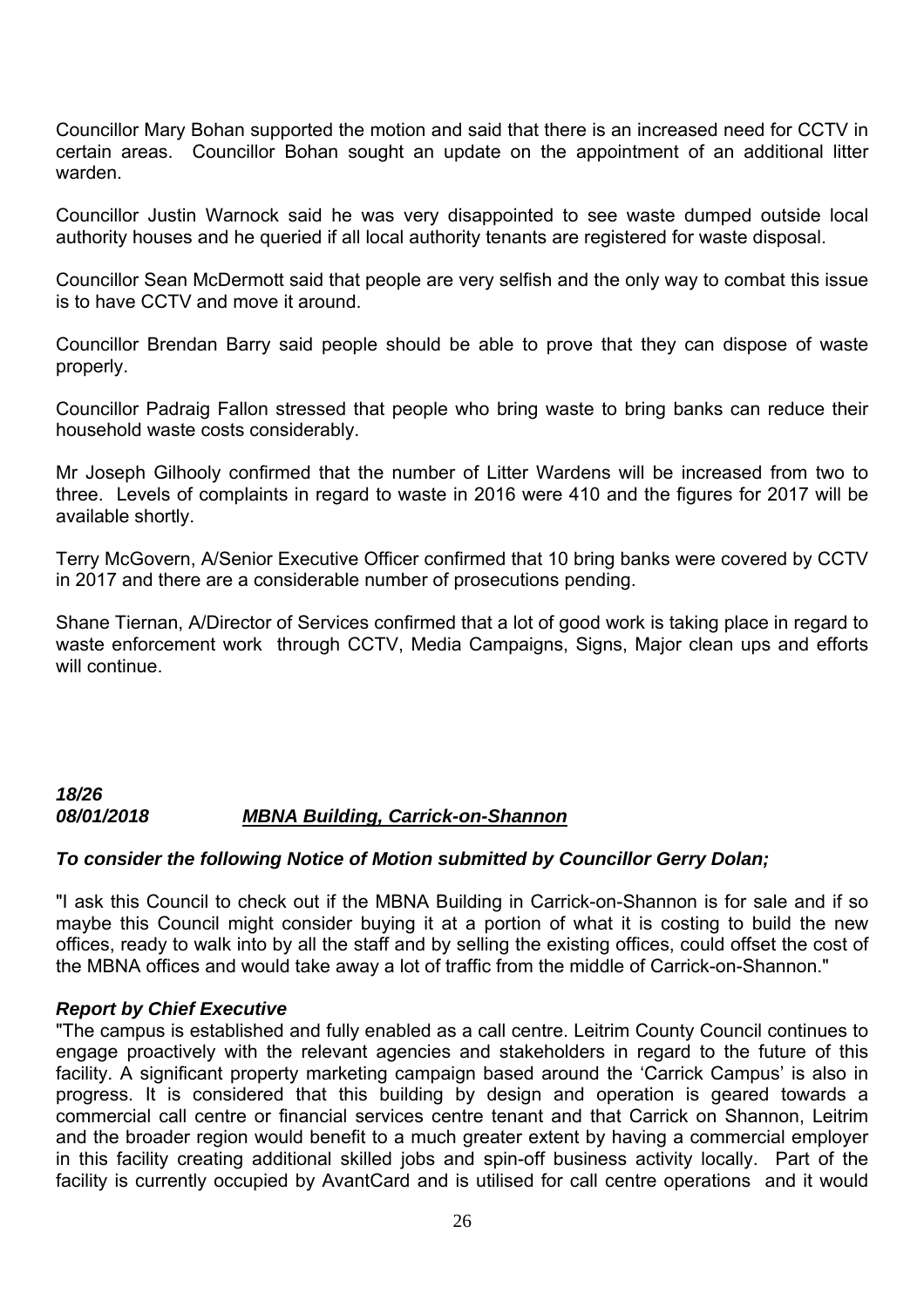Councillor Mary Bohan supported the motion and said that there is an increased need for CCTV in certain areas. Councillor Bohan sought an update on the appointment of an additional litter warden.

Councillor Justin Warnock said he was very disappointed to see waste dumped outside local authority houses and he queried if all local authority tenants are registered for waste disposal.

Councillor Sean McDermott said that people are very selfish and the only way to combat this issue is to have CCTV and move it around.

Councillor Brendan Barry said people should be able to prove that they can dispose of waste properly.

Councillor Padraig Fallon stressed that people who bring waste to bring banks can reduce their household waste costs considerably.

Mr Joseph Gilhooly confirmed that the number of Litter Wardens will be increased from two to three. Levels of complaints in regard to waste in 2016 were 410 and the figures for 2017 will be available shortly.

Terry McGovern, A/Senior Executive Officer confirmed that 10 bring banks were covered by CCTV in 2017 and there are a considerable number of prosecutions pending.

Shane Tiernan, A/Director of Services confirmed that a lot of good work is taking place in regard to waste enforcement work through CCTV, Media Campaigns, Signs, Major clean ups and efforts will continue.

***18/26***
***08/01/2018*** ***MBNA Building, Carrick-on-Shannon***

***To consider the following Notice of Motion submitted by Councillor Gerry Dolan;***

"I ask this Council to check out if the MBNA Building in Carrick-on-Shannon is for sale and if so maybe this Council might consider buying it at a portion of what it is costing to build the new offices, ready to walk into by all the staff and by selling the existing offices, could offset the cost of the MBNA offices and would take away a lot of traffic from the middle of Carrick-on-Shannon."

***Report by Chief Executive***

"The campus is established and fully enabled as a call centre. Leitrim County Council continues to engage proactively with the relevant agencies and stakeholders in regard to the future of this facility. A significant property marketing campaign based around the 'Carrick Campus' is also in progress. It is considered that this building by design and operation is geared towards a commercial call centre or financial services centre tenant and that Carrick on Shannon, Leitrim and the broader region would benefit to a much greater extent by having a commercial employer in this facility creating additional skilled jobs and spin-off business activity locally. Part of the facility is currently occupied by AvantCard and is utilised for call centre operations and it would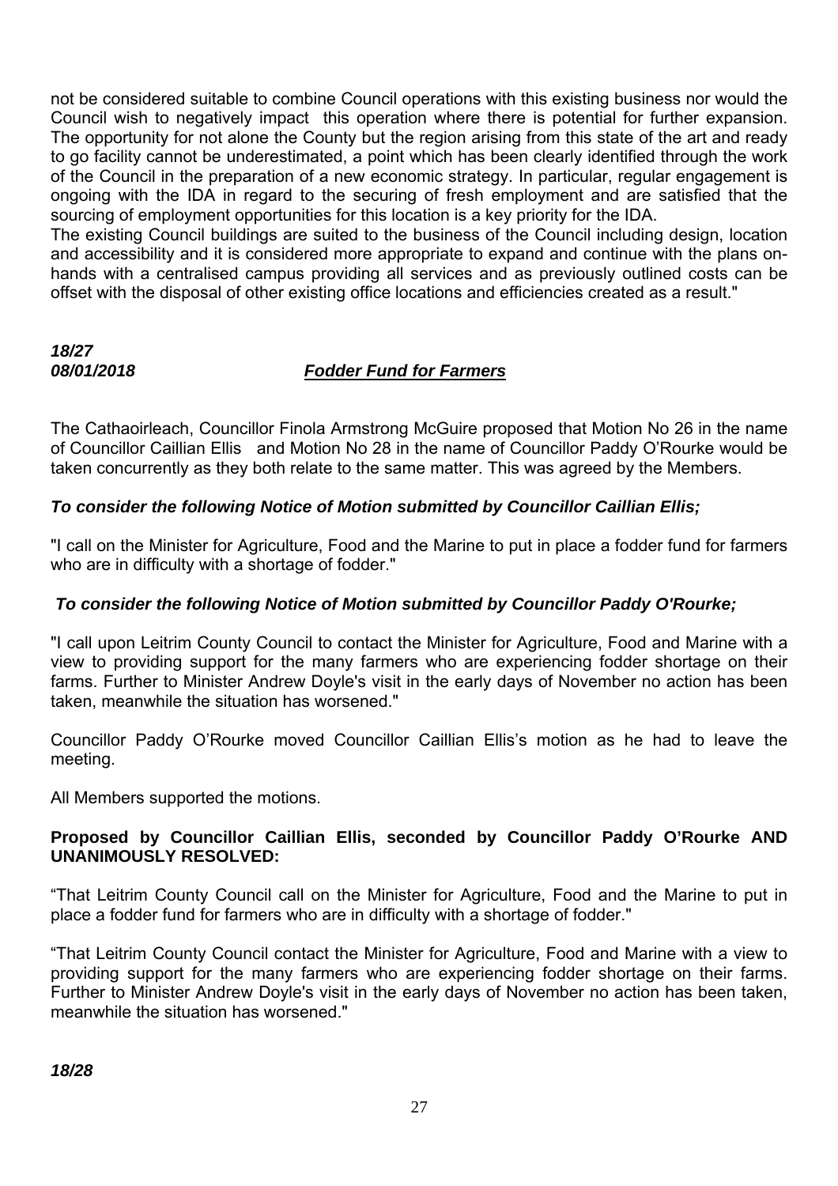not be considered suitable to combine Council operations with this existing business nor would the Council wish to negatively impact this operation where there is potential for further expansion. The opportunity for not alone the County but the region arising from this state of the art and ready to go facility cannot be underestimated, a point which has been clearly identified through the work of the Council in the preparation of a new economic strategy. In particular, regular engagement is ongoing with the IDA in regard to the securing of fresh employment and are satisfied that the sourcing of employment opportunities for this location is a key priority for the IDA.
The existing Council buildings are suited to the business of the Council including design, location and accessibility and it is considered more appropriate to expand and continue with the plans on-hands with a centralised campus providing all services and as previously outlined costs can be offset with the disposal of other existing office locations and efficiencies created as a result."

***18/27***
***08/01/2018*** ***<u>Fodder Fund for Farmers</u>***

The Cathaoirleach, Councillor Finola Armstrong McGuire proposed that Motion No 26 in the name of Councillor Caillian Ellis and Motion No 28 in the name of Councillor Paddy O'Rourke would be taken concurrently as they both relate to the same matter. This was agreed by the Members.

***To consider the following Notice of Motion submitted by Councillor Caillian Ellis;***

"I call on the Minister for Agriculture, Food and the Marine to put in place a fodder fund for farmers who are in difficulty with a shortage of fodder."

***To consider the following Notice of Motion submitted by Councillor Paddy O'Rourke;***

"I call upon Leitrim County Council to contact the Minister for Agriculture, Food and Marine with a view to providing support for the many farmers who are experiencing fodder shortage on their farms. Further to Minister Andrew Doyle's visit in the early days of November no action has been taken, meanwhile the situation has worsened."

Councillor Paddy O'Rourke moved Councillor Caillian Ellis's motion as he had to leave the meeting.

All Members supported the motions.

**Proposed by Councillor Caillian Ellis, seconded by Councillor Paddy O'Rourke AND UNANIMOUSLY RESOLVED:**

"That Leitrim County Council call on the Minister for Agriculture, Food and the Marine to put in place a fodder fund for farmers who are in difficulty with a shortage of fodder."

"That Leitrim County Council contact the Minister for Agriculture, Food and Marine with a view to providing support for the many farmers who are experiencing fodder shortage on their farms. Further to Minister Andrew Doyle's visit in the early days of November no action has been taken, meanwhile the situation has worsened."

***18/28***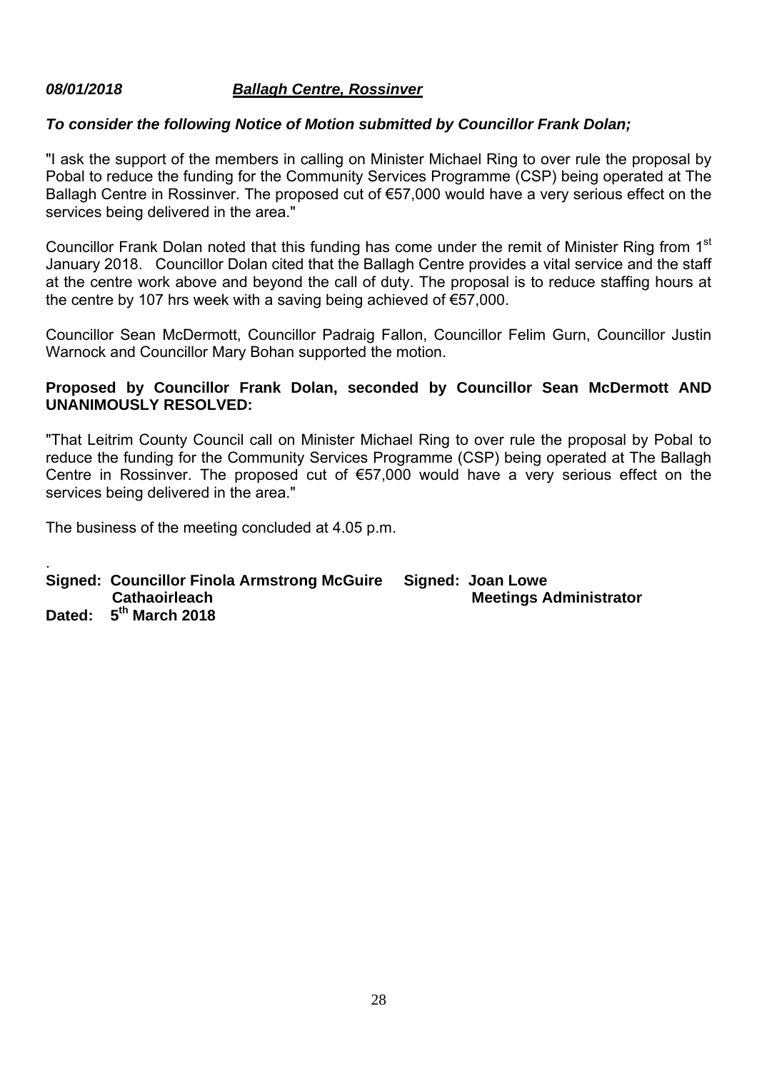***08/01/2018*** ***Ballagh Centre, Rossinver***

***To consider the following Notice of Motion submitted by Councillor Frank Dolan;***

"I ask the support of the members in calling on Minister Michael Ring to over rule the proposal by Pobal to reduce the funding for the Community Services Programme (CSP) being operated at The Ballagh Centre in Rossinver. The proposed cut of €57,000 would have a very serious effect on the services being delivered in the area."

Councillor Frank Dolan noted that this funding has come under the remit of Minister Ring from 1st January 2018. Councillor Dolan cited that the Ballagh Centre provides a vital service and the staff at the centre work above and beyond the call of duty. The proposal is to reduce staffing hours at the centre by 107 hrs week with a saving being achieved of €57,000.

Councillor Sean McDermott, Councillor Padraig Fallon, Councillor Felim Gurn, Councillor Justin Warnock and Councillor Mary Bohan supported the motion.

**Proposed by Councillor Frank Dolan, seconded by Councillor Sean McDermott AND UNANIMOUSLY RESOLVED:**

"That Leitrim County Council call on Minister Michael Ring to over rule the proposal by Pobal to reduce the funding for the Community Services Programme (CSP) being operated at The Ballagh Centre in Rossinver. The proposed cut of €57,000 would have a very serious effect on the services being delivered in the area."

The business of the meeting concluded at 4.05 p.m.

.

**Signed: Councillor Finola Armstrong McGuire**
**Cathaoirleach**
**Dated: 5th March 2018**

**Signed: Joan Lowe**
**Meetings Administrator**